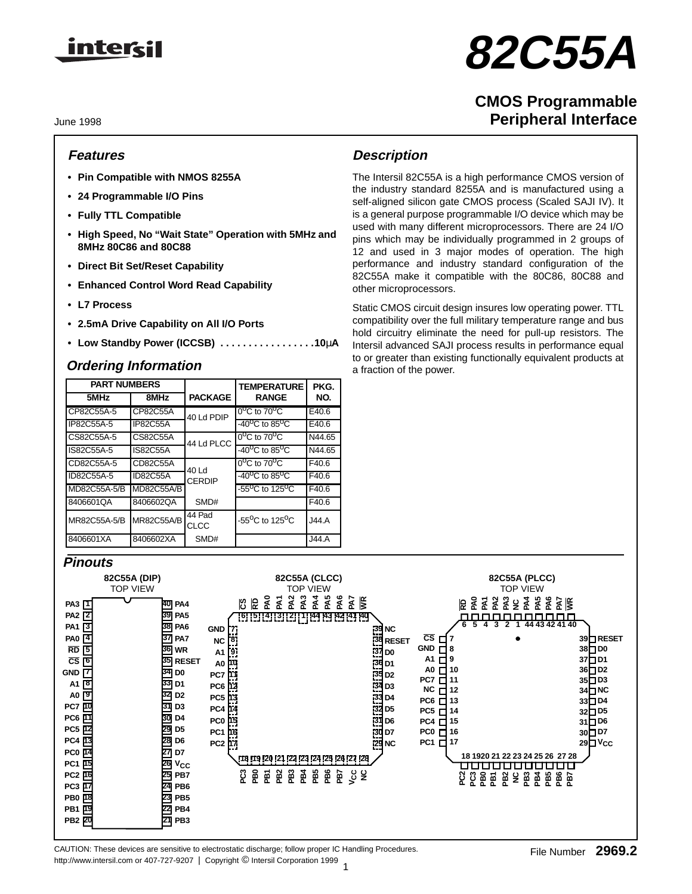# 82C55A

## CMOS Programmable Peripheral Interface

June 1998

### Features

- Pin Compatible with NMOS 8255A
- 24 Programmable I/O Pins
- Fully TTL Compatible
- High Speed, No "Wait State" Operation with 5MHz and 8MHz 80C86 and 80C88
- Direct Bit Set/Reset Capability
- Enhanced Control Word Read Capability
- L7 Process
- 2.5mA Drive Capability on All I/O Ports
- Low Standby Power (ICCSB) . . . . . . . . . . . . . . . . .10μA

### Description

The Intersil 82C55A is a high performance CMOS version of the industry standard 8255A and is manufactured using a self-aligned silicon gate CMOS process (Scaled SAJI IV). It is a general purpose programmable I/O device which may be used with many different microprocessors. There are 24 I/O pins which may be individually programmed in 2 groups of 12 and used in 3 major modes of operation. The high performance and industry standard configuration of the 82C55A make it compatible with the 80C86, 80C88 and other microprocessors.

Static CMOS circuit design insures low operating power. TTL compatibility over the full military temperature range and bus hold circuitry eliminate the need for pull-up resistors. The Intersil advanced SAJI process results in performance equal to or greater than existing functionally equivalent products at a fraction of the power.

### Ordering Information

| PART NUMBERS | | PACKAGE | TEMPERATURE RANGE | PKG. NO. |
|---|---|---|---|---|
| 5MHz | 8MHz | | | |
| CP82C55A-5 | CP82C55A | 40 Ld PDIP | $0^oC$ to $70^oC$ | E40.6 |
| IP82C55A-5 | IP82C55A | | $-40^oC$ to $85^oC$ | E40.6 |
| CS82C55A-5 | CS82C55A | 44 Ld PLCC | $0^oC$ to $70^oC$ | N44.65 |
| IS82C55A-5 | IS82C55A | | $-40^oC$ to $85^oC$ | N44.65 |
| CD82C55A-5 | CD82C55A | 40 Ld CERDIP | $0^oC$ to $70^oC$ | F40.6 |
| ID82C55A-5 | ID82C55A | | $-40^oC$ to $85^oC$ | F40.6 |
| MD82C55A-5/B | MD82C55A/B | | $-55^oC$ to $125^oC$ | F40.6 |
| 8406601QA | 8406602QA | SMD# | | F40.6 |
| MR82C55A-5/B | MR82C55A/B | 44 Pad CLCC | $-55^oC$ to $125^oC$ | J44.A |
| 8406601XA | 8406602XA | SMD# | | J44.A |

### Pinouts

**82C55A (DIP)** TOP VIEW

| Pin | Name | Pin | Name |
|---|---|---|---|
| 1 | PA3 | 40 | PA4 |
| 2 | PA2 | 39 | PA5 |
| 3 | PA1 | 38 | PA6 |
| 4 | PA0 | 37 | PA7 |
| 5 | RD | 36 | WR |
| 6 | CS | 35 | RESET |
| 7 | GND | 34 | D0 |
| 8 | A1 | 33 | D1 |
| 9 | A0 | 32 | D2 |
| 10 | PC7 | 31 | D3 |
| 11 | PC6 | 30 | D4 |
| 12 | PC5 | 29 | D5 |
| 13 | PC4 | 28 | D6 |
| 14 | PC0 | 27 | D7 |
| 15 | PC1 | 26 | VCC |
| 16 | PC2 | 25 | PB7 |
| 17 | PC3 | 24 | PB6 |
| 18 | PB0 | 23 | PB5 |
| 19 | PB1 | 22 | PB4 |
| 20 | PB2 | 21 | PB3 |

**82C55A (CLCC)** TOP VIEW

| Pin | Name | Pin | Name | Pin | Name | Pin | Name |
|---|---|---|---|---|---|---|---|
| 6 | CS | 7 | GND | 18 | PC3 | 29 | NC |
| 5 | RD | 8 | NC | 19 | PB0 | 30 | D7 |
| 4 | PA0 | 9 | A1 | 20 | PB1 | 31 | D6 |
| 3 | PA1 | 10 | A0 | 21 | PB2 | 32 | D5 |
| 2 | PA2 | 11 | PC7 | 22 | PB3 | 33 | D4 |
| 1 | PA3 | 12 | PC6 | 23 | PB4 | 34 | D3 |
| 44 | PA4 | 13 | PC5 | 24 | PB5 | 35 | D2 |
| 43 | PA5 | 14 | PC4 | 25 | PB6 | 36 | D1 |
| 42 | PA6 | 15 | PC0 | 26 | PB7 | 37 | D0 |
| 41 | PA7 | 16 | PC1 | 27 | VCC | 38 | RESET |
| 40 | WR | 17 | PC2 | 28 | NC | 39 | NC |

**82C55A (PLCC)** TOP VIEW

| Pin | Name | Pin | Name | Pin | Name | Pin | Name |
|---|---|---|---|---|---|---|---|
| 6 | RD | 7 | CS | 18 | PC2 | 29 | VCC |
| 5 | PA0 | 8 | GND | 19 | PC3 | 30 | D7 |
| 4 | PA1 | 9 | A1 | 20 | PB0 | 31 | D6 |
| 3 | PA2 | 10 | A0 | 21 | PB1 | 32 | D5 |
| 2 | PA3 | 11 | PC7 | 22 | PB2 | 33 | D4 |
| 1 | NC | 12 | NC | 23 | NC | 34 | NC |
| 44 | PA4 | 13 | PC6 | 24 | PB3 | 35 | D3 |
| 43 | PA5 | 14 | PC5 | 25 | PB4 | 36 | D2 |
| 42 | PA6 | 15 | PC4 | 26 | PB5 | 37 | D1 |
| 41 | PA7 | 16 | PC0 | 27 | PB6 | 38 | D0 |
| 40 | WR | 17 | PC1 | 28 | PB7 | 39 | RESET |

CAUTION: These devices are sensitive to electrostatic discharge; follow proper IC Handling Procedures.
http://www.intersil.com or 407-727-9207 | Copyright © Intersil Corporation 1999

File Number 2969.2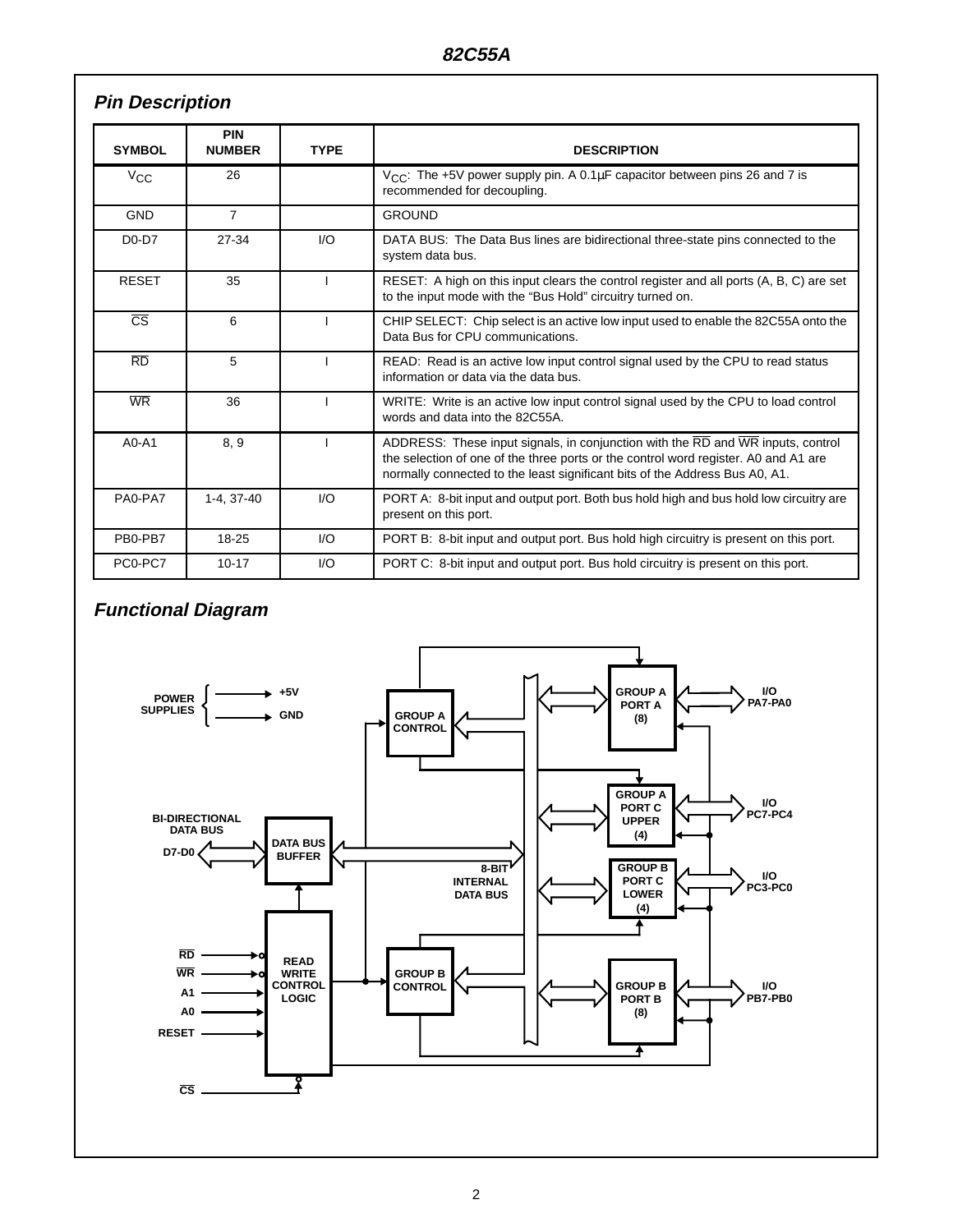## Pin Description

| SYMBOL | PIN NUMBER | TYPE | DESCRIPTION |
|---|---|---|---|
| $V_{CC}$ | 26 | | $V_{CC}$: The +5V power supply pin. A 0.1µF capacitor between pins 26 and 7 is recommended for decoupling. |
| GND | 7 | | GROUND |
| D0-D7 | 27-34 | I/O | DATA BUS: The Data Bus lines are bidirectional three-state pins connected to the system data bus. |
| RESET | 35 | I | RESET: A high on this input clears the control register and all ports (A, B, C) are set to the input mode with the “Bus Hold” circuitry turned on. |
| $\overline{CS}$ | 6 | I | CHIP SELECT: Chip select is an active low input used to enable the 82C55A onto the Data Bus for CPU communications. |
| $\overline{RD}$ | 5 | I | READ: Read is an active low input control signal used by the CPU to read status information or data via the data bus. |
| $\overline{WR}$ | 36 | I | WRITE: Write is an active low input control signal used by the CPU to load control words and data into the 82C55A. |
| A0-A1 | 8, 9 | I | ADDRESS: These input signals, in conjunction with the $\overline{RD}$ and $\overline{WR}$ inputs, control the selection of one of the three ports or the control word register. A0 and A1 are normally connected to the least significant bits of the Address Bus A0, A1. |
| PA0-PA7 | 1-4, 37-40 | I/O | PORT A: 8-bit input and output port. Both bus hold high and bus hold low circuitry are present on this port. |
| PB0-PB7 | 18-25 | I/O | PORT B: 8-bit input and output port. Bus hold high circuitry is present on this port. |
| PC0-PC7 | 10-17 | I/O | PORT C: 8-bit input and output port. Bus hold circuitry is present on this port. |

## Functional Diagram

POWER SUPPLIES: +5V, GND

BI-DIRECTIONAL DATA BUS: D7-D0 — DATA BUS BUFFER — 8-BIT INTERNAL DATA BUS

READ WRITE CONTROL LOGIC: $\overline{RD}$, $\overline{WR}$, A1, A0, RESET, $\overline{CS}$

GROUP A CONTROL — GROUP A PORT A (8) — I/O PA7-PA0

GROUP A PORT C UPPER (4) — I/O PC7-PC4

GROUP B PORT C LOWER (4) — I/O PC3-PC0

GROUP B CONTROL — GROUP B PORT B (8) — I/O PB7-PB0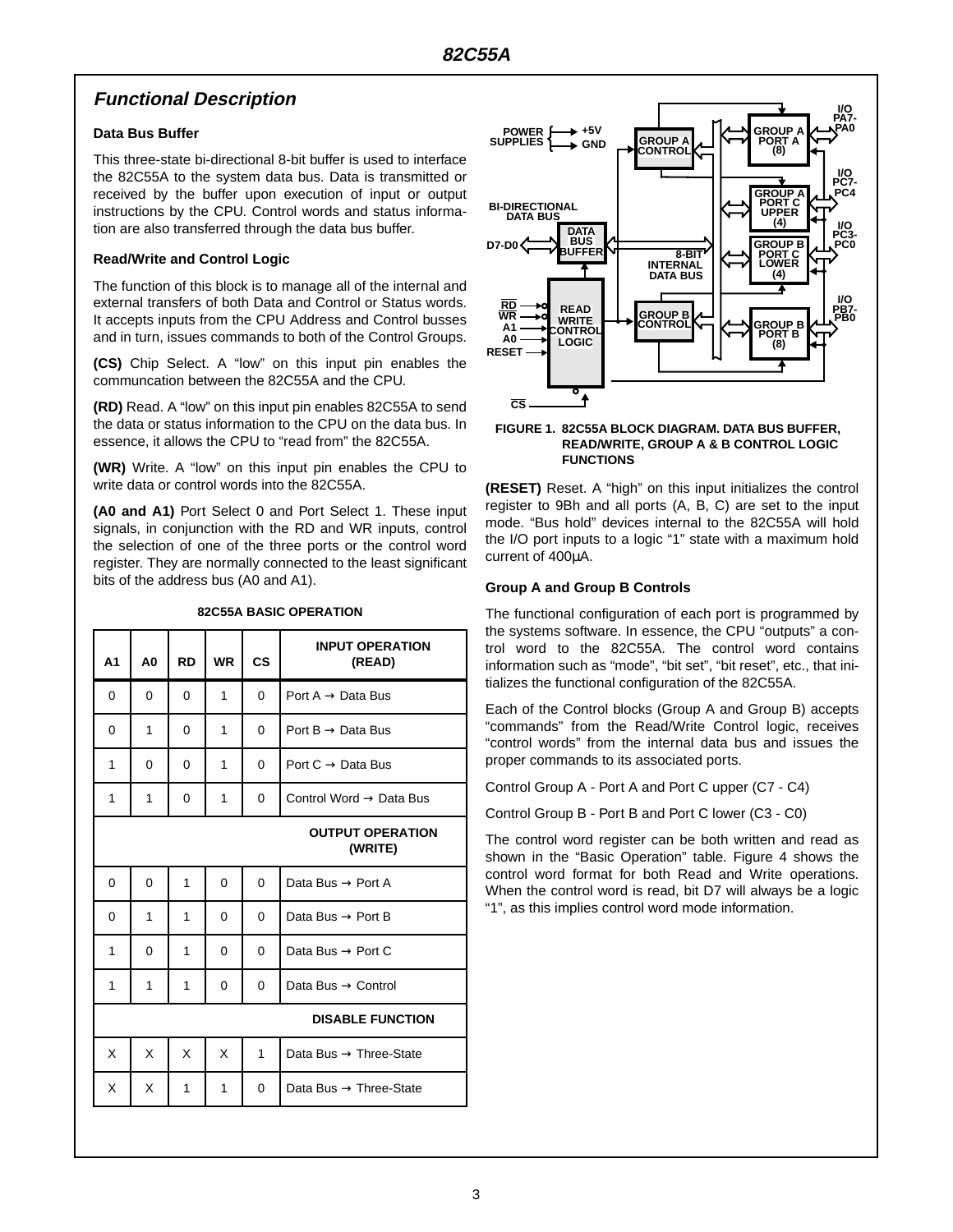## Functional Description

### Data Bus Buffer

This three-state bi-directional 8-bit buffer is used to interface the 82C55A to the system data bus. Data is transmitted or received by the buffer upon execution of input or output instructions by the CPU. Control words and status information are also transferred through the data bus buffer.

### Read/Write and Control Logic

The function of this block is to manage all of the internal and external transfers of both Data and Control or Status words. It accepts inputs from the CPU Address and Control busses and in turn, issues commands to both of the Control Groups.

**(CS)** Chip Select. A "low" on this input pin enables the communcation between the 82C55A and the CPU.

**(RD)** Read. A "low" on this input pin enables 82C55A to send the data or status information to the CPU on the data bus. In essence, it allows the CPU to "read from" the 82C55A.

**(WR)** Write. A "low" on this input pin enables the CPU to write data or control words into the 82C55A.

**(A0 and A1)** Port Select 0 and Port Select 1. These input signals, in conjunction with the RD and WR inputs, control the selection of one of the three ports or the control word register. They are normally connected to the least significant bits of the address bus (A0 and A1).

**82C55A BASIC OPERATION**

| A1 | A0 | RD | WR | CS | INPUT OPERATION (READ) |
|---|---|---|---|---|---|
| 0 | 0 | 0 | 1 | 0 | Port A → Data Bus |
| 0 | 1 | 0 | 1 | 0 | Port B → Data Bus |
| 1 | 0 | 0 | 1 | 0 | Port C → Data Bus |
| 1 | 1 | 0 | 1 | 0 | Control Word → Data Bus |
| | | | | | **OUTPUT OPERATION (WRITE)** |
| 0 | 0 | 1 | 0 | 0 | Data Bus → Port A |
| 0 | 1 | 1 | 0 | 0 | Data Bus → Port B |
| 1 | 0 | 1 | 0 | 0 | Data Bus → Port C |
| 1 | 1 | 1 | 0 | 0 | Data Bus → Control |
| | | | | | **DISABLE FUNCTION** |
| X | X | X | X | 1 | Data Bus → Three-State |
| X | X | 1 | 1 | 0 | Data Bus → Three-State |

FIGURE 1. 82C55A BLOCK DIAGRAM. DATA BUS BUFFER, READ/WRITE, GROUP A & B CONTROL LOGIC FUNCTIONS

**(RESET)** Reset. A "high" on this input initializes the control register to 9Bh and all ports (A, B, C) are set to the input mode. "Bus hold" devices internal to the 82C55A will hold the I/O port inputs to a logic "1" state with a maximum hold current of 400μA.

### Group A and Group B Controls

The functional configuration of each port is programmed by the systems software. In essence, the CPU "outputs" a control word to the 82C55A. The control word contains information such as "mode", "bit set", "bit reset", etc., that initializes the functional configuration of the 82C55A.

Each of the Control blocks (Group A and Group B) accepts "commands" from the Read/Write Control logic, receives "control words" from the internal data bus and issues the proper commands to its associated ports.

Control Group A - Port A and Port C upper (C7 - C4)

Control Group B - Port B and Port C lower (C3 - C0)

The control word register can be both written and read as shown in the "Basic Operation" table. Figure 4 shows the control word format for both Read and Write operations. When the control word is read, bit D7 will always be a logic "1", as this implies control word mode information.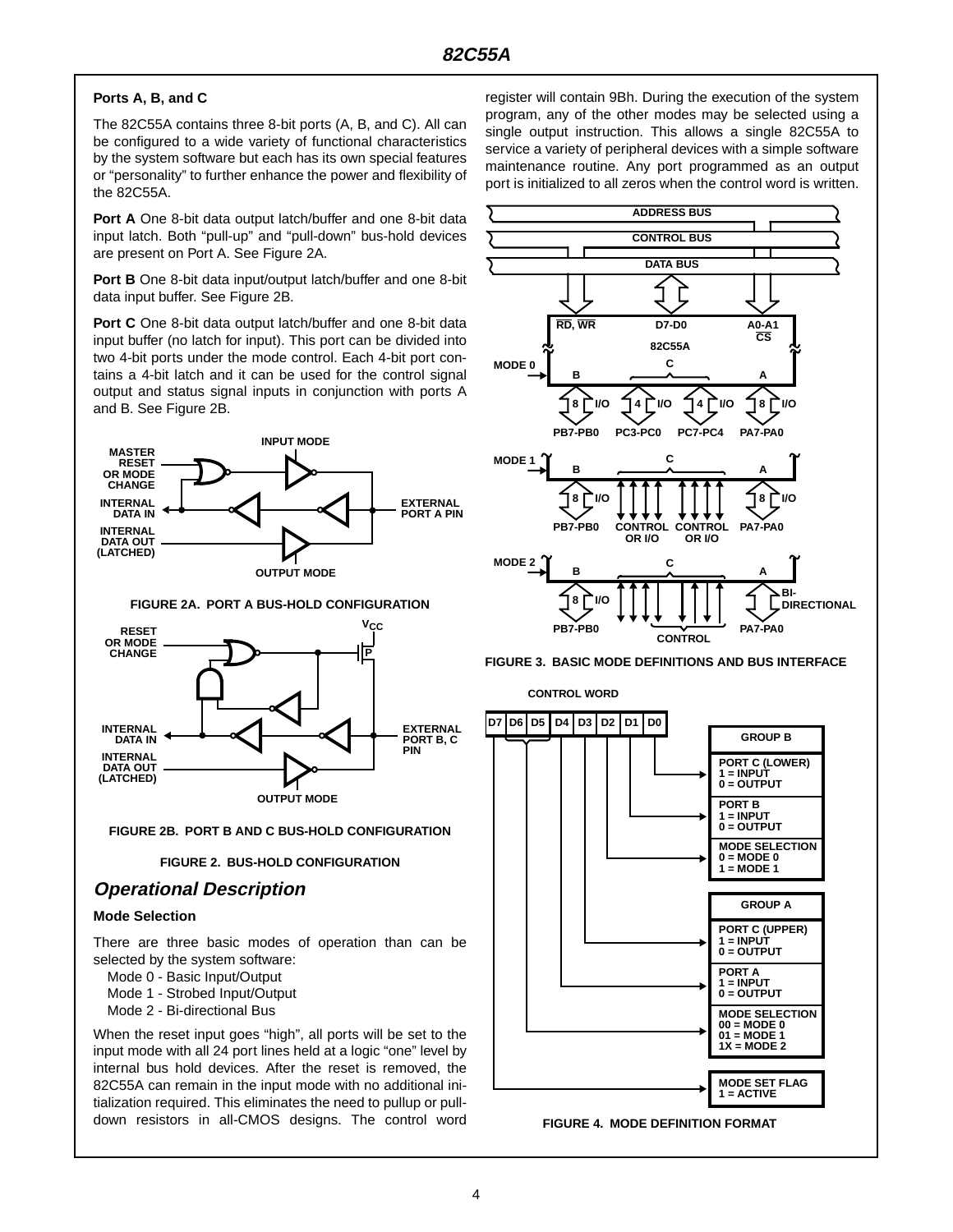### Ports A, B, and C

The 82C55A contains three 8-bit ports (A, B, and C). All can be configured to a wide variety of functional characteristics by the system software but each has its own special features or "personality" to further enhance the power and flexibility of the 82C55A.

**Port A** One 8-bit data output latch/buffer and one 8-bit data input latch. Both "pull-up" and "pull-down" bus-hold devices are present on Port A. See Figure 2A.

**Port B** One 8-bit data input/output latch/buffer and one 8-bit data input buffer. See Figure 2B.

**Port C** One 8-bit data output latch/buffer and one 8-bit data input buffer (no latch for input). This port can be divided into two 4-bit ports under the mode control. Each 4-bit port contains a 4-bit latch and it can be used for the control signal output and status signal inputs in conjunction with ports A and B. See Figure 2B.

FIGURE 2A. PORT A BUS-HOLD CONFIGURATION

FIGURE 2B. PORT B AND C BUS-HOLD CONFIGURATION

FIGURE 2. BUS-HOLD CONFIGURATION

## Operational Description

### Mode Selection

There are three basic modes of operation than can be selected by the system software:

- Mode 0 - Basic Input/Output
- Mode 1 - Strobed Input/Output
- Mode 2 - Bi-directional Bus

When the reset input goes "high", all ports will be set to the input mode with all 24 port lines held at a logic "one" level by internal bus hold devices. After the reset is removed, the 82C55A can remain in the input mode with no additional initialization required. This eliminates the need to pullup or pulldown resistors in all-CMOS designs. The control word register will contain 9Bh. During the execution of the system program, any of the other modes may be selected using a single output instruction. This allows a single 82C55A to service a variety of peripheral devices with a simple software maintenance routine. Any port programmed as an output port is initialized to all zeros when the control word is written.

FIGURE 3. BASIC MODE DEFINITIONS AND BUS INTERFACE

CONTROL WORD

| D7 | D6 | D5 | D4 | D3 | D2 | D1 | D0 |
|---|---|---|---|---|---|---|---|

| Bit | Function |
|---|---|
| | **GROUP B** |
| D0 | PORT C (LOWER): 1 = INPUT, 0 = OUTPUT |
| D1 | PORT B: 1 = INPUT, 0 = OUTPUT |
| D2 | MODE SELECTION: 0 = MODE 0, 1 = MODE 1 |
| | **GROUP A** |
| D3 | PORT C (UPPER): 1 = INPUT, 0 = OUTPUT |
| D4 | PORT A: 1 = INPUT, 0 = OUTPUT |
| D6, D5 | MODE SELECTION: 00 = MODE 0, 01 = MODE 1, 1X = MODE 2 |
| D7 | MODE SET FLAG: 1 = ACTIVE |

FIGURE 4. MODE DEFINITION FORMAT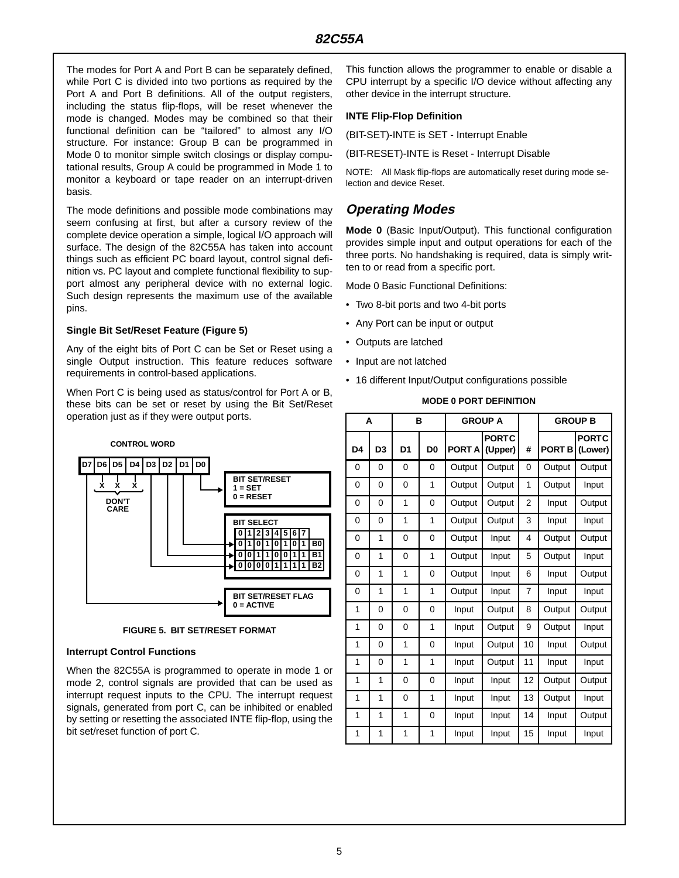The modes for Port A and Port B can be separately defined, while Port C is divided into two portions as required by the Port A and Port B definitions. All of the output registers, including the status flip-flops, will be reset whenever the mode is changed. Modes may be combined so that their functional definition can be "tailored" to almost any I/O structure. For instance: Group B can be programmed in Mode 0 to monitor simple switch closings or display computational results, Group A could be programmed in Mode 1 to monitor a keyboard or tape reader on an interrupt-driven basis.

The mode definitions and possible mode combinations may seem confusing at first, but after a cursory review of the complete device operation a simple, logical I/O approach will surface. The design of the 82C55A has taken into account things such as efficient PC board layout, control signal definition vs. PC layout and complete functional flexibility to support almost any peripheral device with no external logic. Such design represents the maximum use of the available pins.

#### Single Bit Set/Reset Feature (Figure 5)

Any of the eight bits of Port C can be Set or Reset using a single Output instruction. This feature reduces software requirements in control-based applications.

When Port C is being used as status/control for Port A or B, these bits can be set or reset by using the Bit Set/Reset operation just as if they were output ports.

CONTROL WORD

| D7 | D6 | D5 | D4 | D3 | D2 | D1 | D0 |
|---|---|---|---|---|---|---|---|

- D6, D5, D4: X X X — DON'T CARE
- D0: BIT SET/RESET — 1 = SET, 0 = RESET
- D3, D2, D1: BIT SELECT

| | 0 | 1 | 2 | 3 | 4 | 5 | 6 | 7 |
|---|---|---|---|---|---|---|---|---|
| B0 | 0 | 1 | 0 | 1 | 0 | 1 | 0 | 1 |
| B1 | 0 | 0 | 1 | 1 | 0 | 0 | 1 | 1 |
| B2 | 0 | 0 | 0 | 0 | 1 | 1 | 1 | 1 |

- D7: BIT SET/RESET FLAG — 0 = ACTIVE

FIGURE 5. BIT SET/RESET FORMAT

#### Interrupt Control Functions

When the 82C55A is programmed to operate in mode 1 or mode 2, control signals are provided that can be used as interrupt request inputs to the CPU. The interrupt request signals, generated from port C, can be inhibited or enabled by setting or resetting the associated INTE flip-flop, using the bit set/reset function of port C.

This function allows the programmer to enable or disable a CPU interrupt by a specific I/O device without affecting any other device in the interrupt structure.

#### INTE Flip-Flop Definition

(BIT-SET)-INTE is SET - Interrupt Enable

(BIT-RESET)-INTE is Reset - Interrupt Disable

NOTE: All Mask flip-flops are automatically reset during mode selection and device Reset.

## Operating Modes

**Mode 0** (Basic Input/Output). This functional configuration provides simple input and output operations for each of the three ports. No handshaking is required, data is simply written to or read from a specific port.

Mode 0 Basic Functional Definitions:

- Two 8-bit ports and two 4-bit ports
- Any Port can be input or output
- Outputs are latched
- Input are not latched
- 16 different Input/Output configurations possible

**MODE 0 PORT DEFINITION**

| A | | B | | GROUP A | | | GROUP B | |
|---|---|---|---|---|---|---|---|---|
| D4 | D3 | D1 | D0 | PORT A | PORT C (Upper) | # | PORT B | PORT C (Lower) |
| 0 | 0 | 0 | 0 | Output | Output | 0 | Output | Output |
| 0 | 0 | 0 | 1 | Output | Output | 1 | Output | Input |
| 0 | 0 | 1 | 0 | Output | Output | 2 | Input | Output |
| 0 | 0 | 1 | 1 | Output | Output | 3 | Input | Input |
| 0 | 1 | 0 | 0 | Output | Input | 4 | Output | Output |
| 0 | 1 | 0 | 1 | Output | Input | 5 | Output | Input |
| 0 | 1 | 1 | 0 | Output | Input | 6 | Input | Output |
| 0 | 1 | 1 | 1 | Output | Input | 7 | Input | Input |
| 1 | 0 | 0 | 0 | Input | Output | 8 | Output | Output |
| 1 | 0 | 0 | 1 | Input | Output | 9 | Output | Input |
| 1 | 0 | 1 | 0 | Input | Output | 10 | Input | Output |
| 1 | 0 | 1 | 1 | Input | Output | 11 | Input | Input |
| 1 | 1 | 0 | 0 | Input | Input | 12 | Output | Output |
| 1 | 1 | 0 | 1 | Input | Input | 13 | Output | Input |
| 1 | 1 | 1 | 0 | Input | Input | 14 | Input | Output |
| 1 | 1 | 1 | 1 | Input | Input | 15 | Input | Input |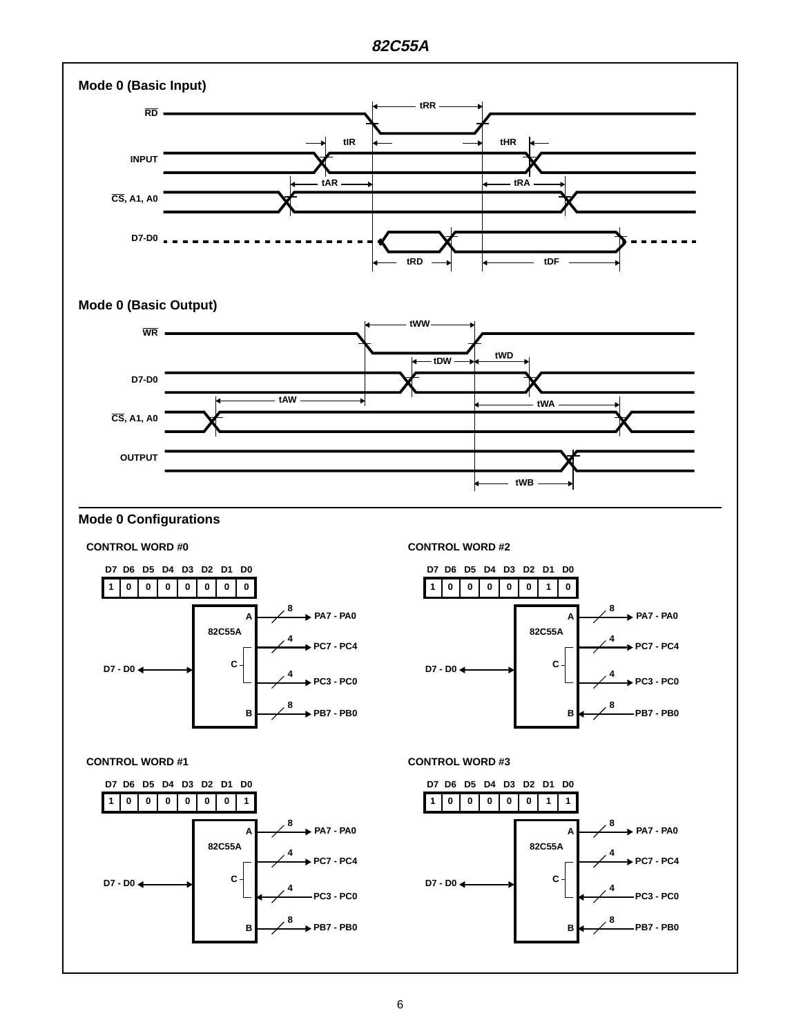## Mode 0 (Basic Input)

RD

INPUT

CS, A1, A0

D7-D0

tRR, tIR, tHR, tAR, tRA, tRD, tDF

## Mode 0 (Basic Output)

WR

D7-D0

CS, A1, A0

OUTPUT

tWW, tDW, tWD, tAW, tWA, tWB

## Mode 0 Configurations

**CONTROL WORD #0**

| D7 | D6 | D5 | D4 | D3 | D2 | D1 | D0 |
|---|---|---|---|---|---|---|---|
| 1 | 0 | 0 | 0 | 0 | 0 | 0 | 0 |

82C55A: D7 - D0 ↔; A → 8 → PA7 - PA0; C → 4 → PC7 - PC4; C → 4 → PC3 - PC0; B → 8 → PB7 - PB0

**CONTROL WORD #2**

| D7 | D6 | D5 | D4 | D3 | D2 | D1 | D0 |
|---|---|---|---|---|---|---|---|
| 1 | 0 | 0 | 0 | 0 | 0 | 1 | 0 |

82C55A: D7 - D0 ↔; A → 8 → PA7 - PA0; C → 4 → PC7 - PC4; C → 4 → PC3 - PC0; B ← 8 ← PB7 - PB0

**CONTROL WORD #1**

| D7 | D6 | D5 | D4 | D3 | D2 | D1 | D0 |
|---|---|---|---|---|---|---|---|
| 1 | 0 | 0 | 0 | 0 | 0 | 0 | 1 |

82C55A: D7 - D0 ↔; A → 8 → PA7 - PA0; C → 4 → PC7 - PC4; C ← 4 ← PC3 - PC0; B → 8 → PB7 - PB0

**CONTROL WORD #3**

| D7 | D6 | D5 | D4 | D3 | D2 | D1 | D0 |
|---|---|---|---|---|---|---|---|
| 1 | 0 | 0 | 0 | 0 | 0 | 1 | 1 |

82C55A: D7 - D0 ↔; A → 8 → PA7 - PA0; C → 4 → PC7 - PC4; C ← 4 ← PC3 - PC0; B ← 8 ← PB7 - PB0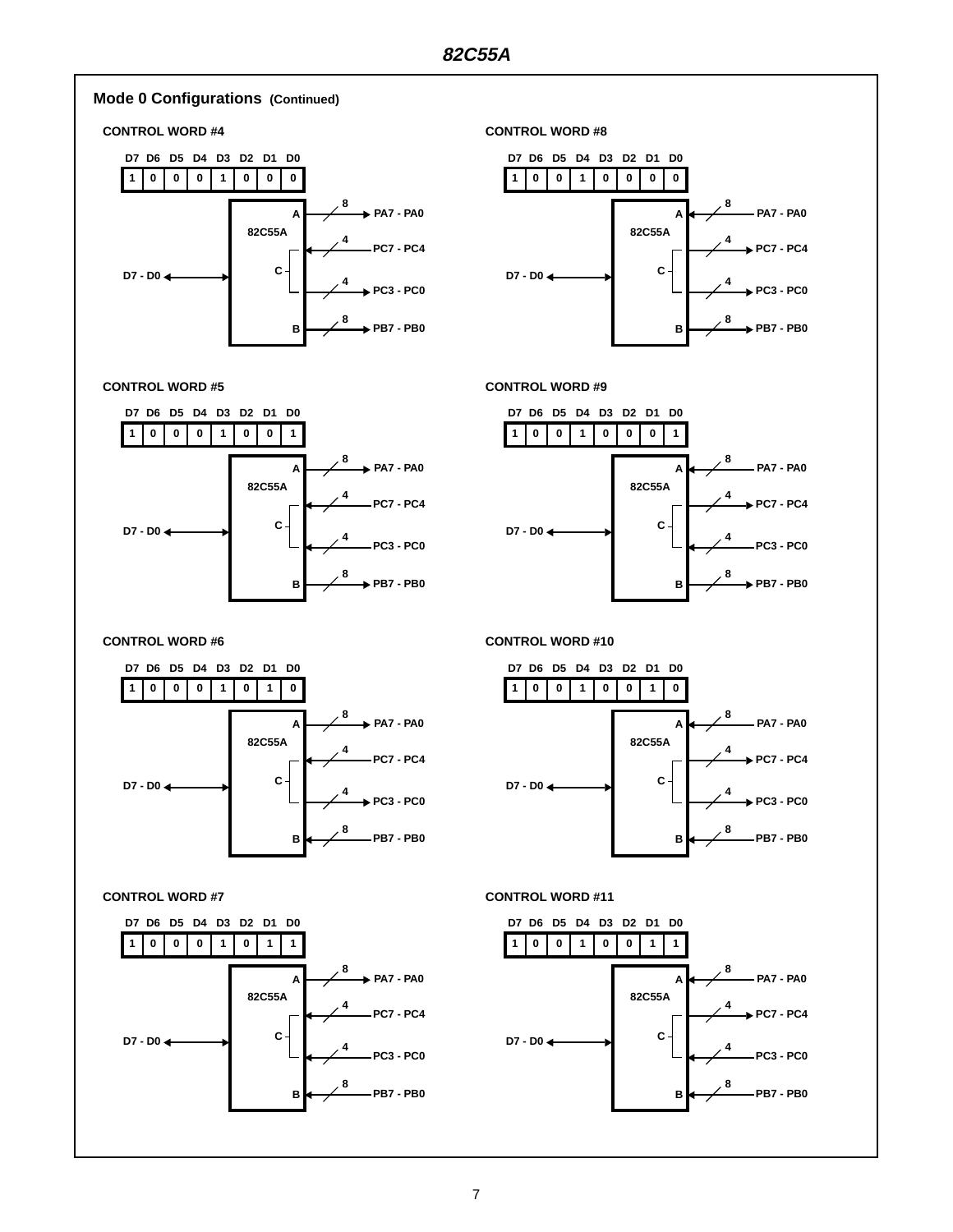## Mode 0 Configurations (Continued)

### CONTROL WORD #4

| D7 | D6 | D5 | D4 | D3 | D2 | D1 | D0 |
|---|---|---|---|---|---|---|---|
| 1 | 0 | 0 | 0 | 1 | 0 | 0 | 0 |

82C55A: D7 - D0 ↔; A → PA7 - PA0 (8); C: PC7 - PC4 ← (4), PC3 - PC0 → (4); B → PB7 - PB0 (8)

### CONTROL WORD #5

| D7 | D6 | D5 | D4 | D3 | D2 | D1 | D0 |
|---|---|---|---|---|---|---|---|
| 1 | 0 | 0 | 0 | 1 | 0 | 0 | 1 |

82C55A: D7 - D0 ↔; A → PA7 - PA0 (8); C: PC7 - PC4 ← (4), PC3 - PC0 ← (4); B → PB7 - PB0 (8)

### CONTROL WORD #6

| D7 | D6 | D5 | D4 | D3 | D2 | D1 | D0 |
|---|---|---|---|---|---|---|---|
| 1 | 0 | 0 | 0 | 1 | 0 | 1 | 0 |

82C55A: D7 - D0 ↔; A → PA7 - PA0 (8); C: PC7 - PC4 ← (4), PC3 - PC0 → (4); B ← PB7 - PB0 (8)

### CONTROL WORD #7

| D7 | D6 | D5 | D4 | D3 | D2 | D1 | D0 |
|---|---|---|---|---|---|---|---|
| 1 | 0 | 0 | 0 | 1 | 0 | 1 | 1 |

82C55A: D7 - D0 ↔; A → PA7 - PA0 (8); C: PC7 - PC4 ← (4), PC3 - PC0 ← (4); B ← PB7 - PB0 (8)

### CONTROL WORD #8

| D7 | D6 | D5 | D4 | D3 | D2 | D1 | D0 |
|---|---|---|---|---|---|---|---|
| 1 | 0 | 0 | 1 | 0 | 0 | 0 | 0 |

82C55A: D7 - D0 ↔; A ← PA7 - PA0 (8); C: PC7 - PC4 → (4), PC3 - PC0 → (4); B → PB7 - PB0 (8)

### CONTROL WORD #9

| D7 | D6 | D5 | D4 | D3 | D2 | D1 | D0 |
|---|---|---|---|---|---|---|---|
| 1 | 0 | 0 | 1 | 0 | 0 | 0 | 1 |

82C55A: D7 - D0 ↔; A ← PA7 - PA0 (8); C: PC7 - PC4 → (4), PC3 - PC0 ← (4); B → PB7 - PB0 (8)

### CONTROL WORD #10

| D7 | D6 | D5 | D4 | D3 | D2 | D1 | D0 |
|---|---|---|---|---|---|---|---|
| 1 | 0 | 0 | 1 | 0 | 0 | 1 | 0 |

82C55A: D7 - D0 ↔; A ← PA7 - PA0 (8); C: PC7 - PC4 → (4), PC3 - PC0 → (4); B ← PB7 - PB0 (8)

### CONTROL WORD #11

| D7 | D6 | D5 | D4 | D3 | D2 | D1 | D0 |
|---|---|---|---|---|---|---|---|
| 1 | 0 | 0 | 1 | 0 | 0 | 1 | 1 |

82C55A: D7 - D0 ↔; A ← PA7 - PA0 (8); C: PC7 - PC4 → (4), PC3 - PC0 ← (4); B ← PB7 - PB0 (8)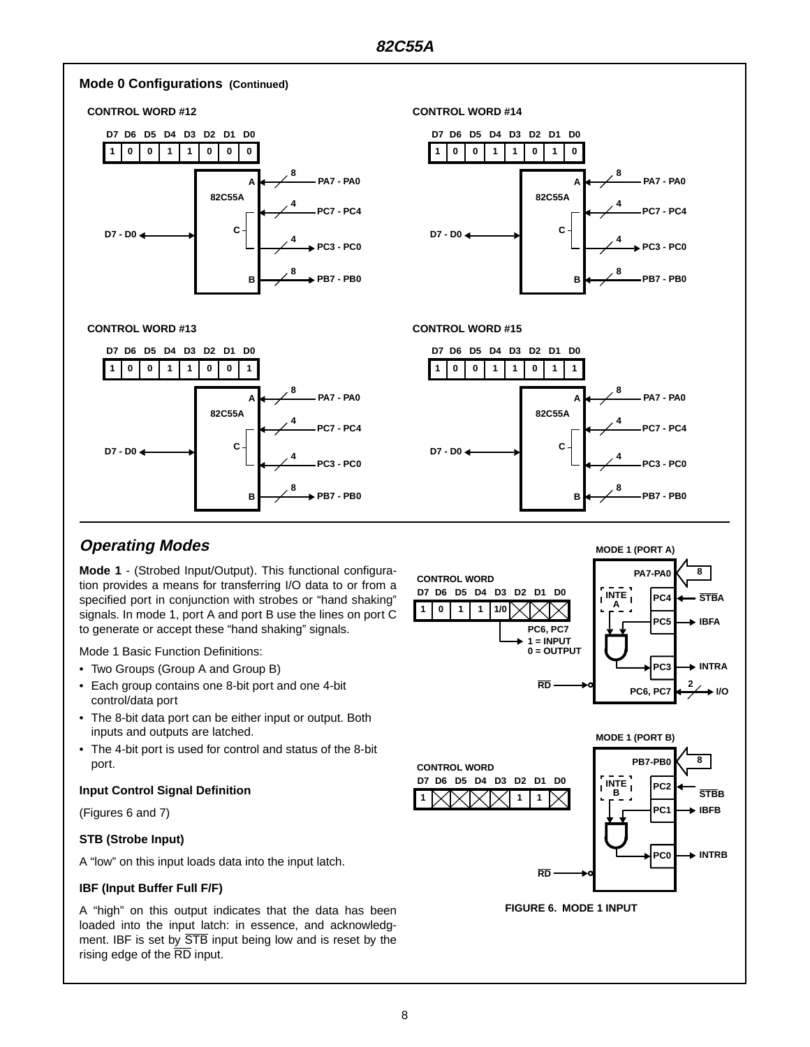## Mode 0 Configurations (Continued)

**CONTROL WORD #12**

| D7 | D6 | D5 | D4 | D3 | D2 | D1 | D0 |
|---|---|---|---|---|---|---|---|
| 1 | 0 | 0 | 1 | 1 | 0 | 0 | 0 |

82C55A: D7 - D0 ↔; A ← 8 PA7 - PA0; C: PC7 - PC4 ← 4, PC3 - PC0 → 4; B → 8 PB7 - PB0

**CONTROL WORD #13**

| D7 | D6 | D5 | D4 | D3 | D2 | D1 | D0 |
|---|---|---|---|---|---|---|---|
| 1 | 0 | 0 | 1 | 1 | 0 | 0 | 1 |

82C55A: D7 - D0 ↔; A ← 8 PA7 - PA0; C: PC7 - PC4 ← 4, PC3 - PC0 ← 4; B → 8 PB7 - PB0

**CONTROL WORD #14**

| D7 | D6 | D5 | D4 | D3 | D2 | D1 | D0 |
|---|---|---|---|---|---|---|---|
| 1 | 0 | 0 | 1 | 1 | 0 | 1 | 0 |

82C55A: D7 - D0 ↔; A ← 8 PA7 - PA0; C: PC7 - PC4 ← 4, PC3 - PC0 → 4; B ← 8 PB7 - PB0

**CONTROL WORD #15**

| D7 | D6 | D5 | D4 | D3 | D2 | D1 | D0 |
|---|---|---|---|---|---|---|---|
| 1 | 0 | 0 | 1 | 1 | 0 | 1 | 1 |

82C55A: D7 - D0 ↔; A ← 8 PA7 - PA0; C: PC7 - PC4 ← 4, PC3 - PC0 ← 4; B ← 8 PB7 - PB0

## *Operating Modes*

**Mode 1** - (Strobed Input/Output). This functional configuration provides a means for transferring I/O data to or from a specified port in conjunction with strobes or "hand shaking" signals. In mode 1, port A and port B use the lines on port C to generate or accept these "hand shaking" signals.

Mode 1 Basic Function Definitions:

- Two Groups (Group A and Group B)
- Each group contains one 8-bit port and one 4-bit control/data port
- The 8-bit data port can be either input or output. Both inputs and outputs are latched.
- The 4-bit port is used for control and status of the 8-bit port.

### Input Control Signal Definition

(Figures 6 and 7)

#### STB (Strobe Input)

A "low" on this input loads data into the input latch.

#### IBF (Input Buffer Full F/F)

A "high" on this output indicates that the data has been loaded into the input latch: in essence, and acknowledgment. IBF is set by $\overline{STB}$ input being low and is reset by the rising edge of the $\overline{RD}$ input.

**MODE 1 (PORT A)**

CONTROL WORD

| D7 | D6 | D5 | D4 | D3 | D2 | D1 | D0 |
|---|---|---|---|---|---|---|---|
| 1 | 0 | 1 | 1 | 1/0 | X | X | X |

PC6, PC7: 1 = INPUT, 0 = OUTPUT

PA7-PA0 ← 8; INTE A; PC4 ← $\overline{STB}$A; PC5 → IBFA; PC3 → INTRA; $\overline{RD}$; PC6, PC7 ↔ 2 I/O

**MODE 1 (PORT B)**

CONTROL WORD

| D7 | D6 | D5 | D4 | D3 | D2 | D1 | D0 |
|---|---|---|---|---|---|---|---|
| 1 | X | X | X | X | 1 | 1 | X |

PB7-PB0 ← 8; INTE B; PC2 ← $\overline{STB}$B; PC1 → IBFB; PC0 → INTRB; $\overline{RD}$

FIGURE 6. MODE 1 INPUT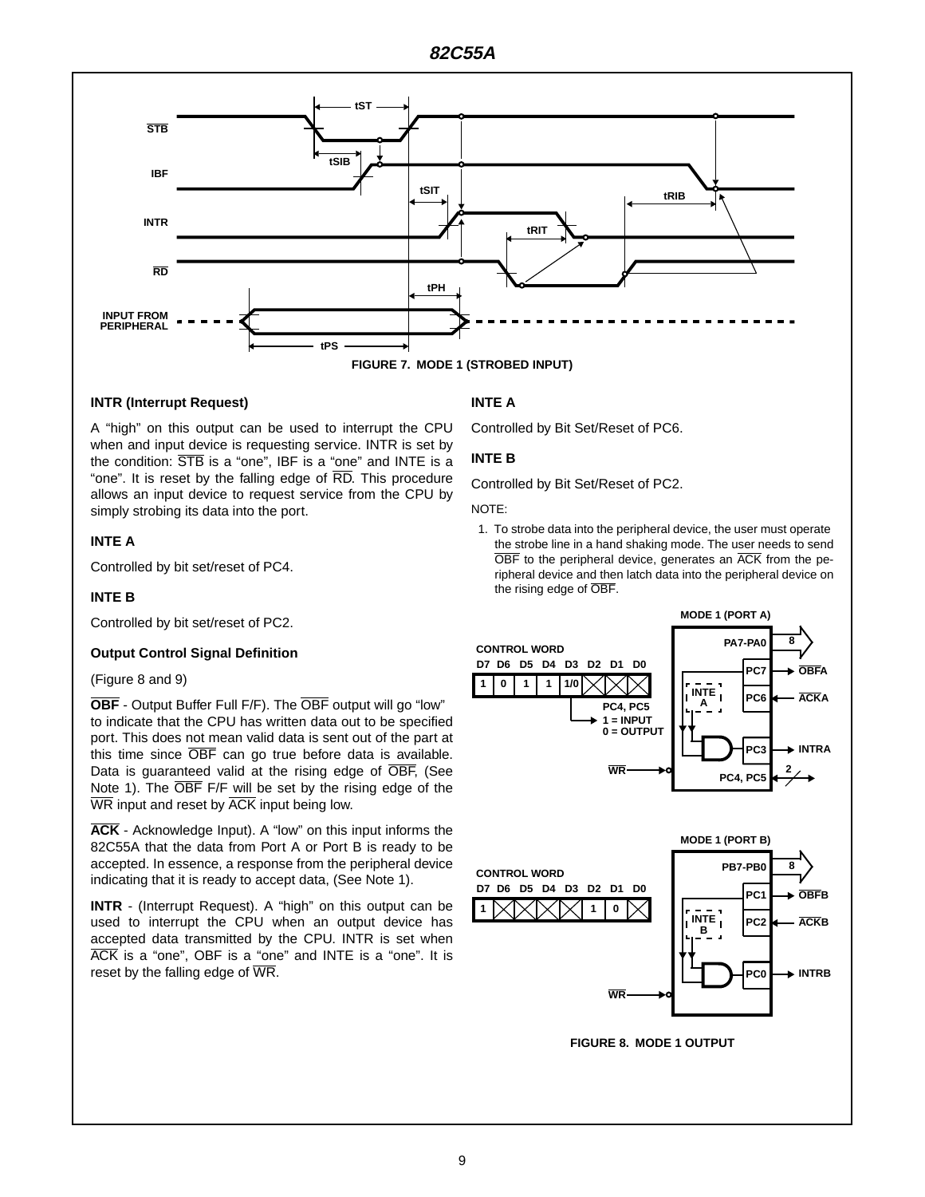FIGURE 7. MODE 1 (STROBED INPUT)

### INTR (Interrupt Request)

A "high" on this output can be used to interrupt the CPU when and input device is requesting service. INTR is set by the condition: $\overline{STB}$ is a "one", IBF is a "one" and INTE is a "one". It is reset by the falling edge of $\overline{RD}$. This procedure allows an input device to request service from the CPU by simply strobing its data into the port.

### INTE A

Controlled by bit set/reset of PC4.

### INTE B

Controlled by bit set/reset of PC2.

### Output Control Signal Definition

(Figure 8 and 9)

**$\overline{OBF}$** - Output Buffer Full F/F). The $\overline{OBF}$ output will go "low" to indicate that the CPU has written data out to be specified port. This does not mean valid data is sent out of the part at this time since $\overline{OBF}$ can go true before data is available. Data is guaranteed valid at the rising edge of $\overline{OBF}$, (See Note 1). The $\overline{OBF}$ F/F will be set by the rising edge of the $\overline{WR}$ input and reset by $\overline{ACK}$ input being low.

**$\overline{ACK}$** - Acknowledge Input). A "low" on this input informs the 82C55A that the data from Port A or Port B is ready to be accepted. In essence, a response from the peripheral device indicating that it is ready to accept data, (See Note 1).

**INTR** - (Interrupt Request). A "high" on this output can be used to interrupt the CPU when an output device has accepted data transmitted by the CPU. INTR is set when $\overline{ACK}$ is a "one", OBF is a "one" and INTE is a "one". It is reset by the falling edge of $\overline{WR}$.

### INTE A

Controlled by Bit Set/Reset of PC6.

### INTE B

Controlled by Bit Set/Reset of PC2.

NOTE:

1. To strobe data into the peripheral device, the user must operate the strobe line in a hand shaking mode. The user needs to send $\overline{OBF}$ to the peripheral device, generates an $\overline{ACK}$ from the peripheral device and then latch data into the peripheral device on the rising edge of $\overline{OBF}$.

FIGURE 8. MODE 1 OUTPUT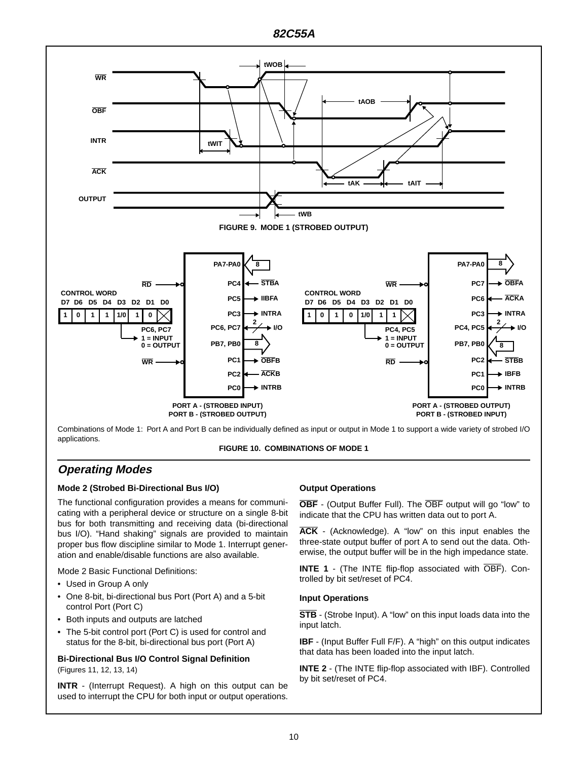FIGURE 9. MODE 1 (STROBED OUTPUT)

PORT A - (STROBED INPUT)
PORT B - (STROBED OUTPUT)

PORT A - (STROBED OUTPUT)
PORT B - (STROBED INPUT)

Combinations of Mode 1: Port A and Port B can be individually defined as input or output in Mode 1 to support a wide variety of strobed I/O applications.

FIGURE 10. COMBINATIONS OF MODE 1

## Operating Modes

### Mode 2 (Strobed Bi-Directional Bus I/O)

The functional configuration provides a means for communicating with a peripheral device or structure on a single 8-bit bus for both transmitting and receiving data (bi-directional bus I/O). "Hand shaking" signals are provided to maintain proper bus flow discipline similar to Mode 1. Interrupt generation and enable/disable functions are also available.

Mode 2 Basic Functional Definitions:

- Used in Group A only
- One 8-bit, bi-directional bus Port (Port A) and a 5-bit control Port (Port C)
- Both inputs and outputs are latched
- The 5-bit control port (Port C) is used for control and status for the 8-bit, bi-directional bus port (Port A)

### Bi-Directional Bus I/O Control Signal Definition

(Figures 11, 12, 13, 14)

**INTR** - (Interrupt Request). A high on this output can be used to interrupt the CPU for both input or output operations.

### Output Operations

**OBF** - (Output Buffer Full). The OBF output will go "low" to indicate that the CPU has written data out to port A.

**ACK** - (Acknowledge). A "low" on this input enables the three-state output buffer of port A to send out the data. Otherwise, the output buffer will be in the high impedance state.

**INTE 1** - (The INTE flip-flop associated with OBF). Controlled by bit set/reset of PC4.

### Input Operations

**STB** - (Strobe Input). A "low" on this input loads data into the input latch.

**IBF** - (Input Buffer Full F/F). A "high" on this output indicates that data has been loaded into the input latch.

**INTE 2** - (The INTE flip-flop associated with IBF). Controlled by bit set/reset of PC4.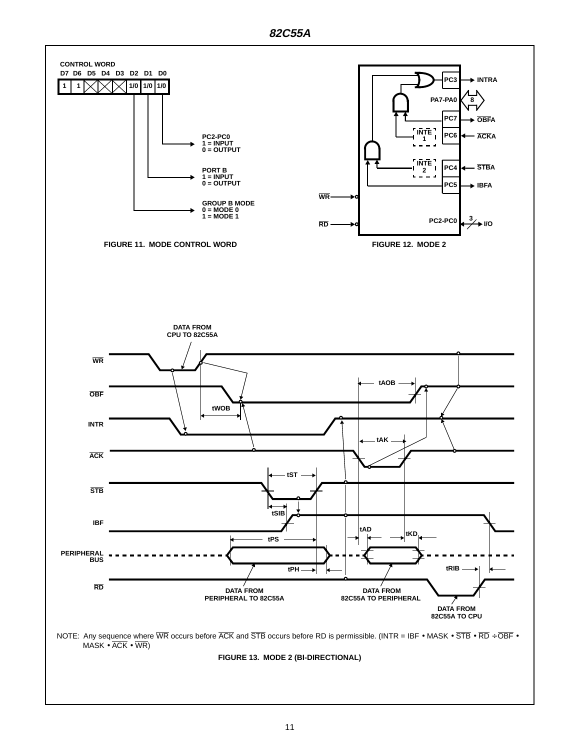CONTROL WORD

| D7 | D6 | D5 | D4 | D3 | D2 | D1 | D0 |
|---|---|---|---|---|---|---|---|
| 1 | 1 | X | X | X | 1/0 | 1/0 | 1/0 |

- D0: PC2-PC0, 1 = INPUT, 0 = OUTPUT
- D1: PORT B, 1 = INPUT, 0 = OUTPUT
- D2: GROUP B MODE, 0 = MODE 0, 1 = MODE 1

FIGURE 11. MODE CONTROL WORD

FIGURE 12. MODE 2

FIGURE 13. MODE 2 (BI-DIRECTIONAL)

NOTE: Any sequence where $\overline{WR}$ occurs before $\overline{ACK}$ and $\overline{STB}$ occurs before RD is permissible. (INTR = IBF • MASK • $\overline{STB}$ • $\overline{RD}$ ÷ $\overline{OBF}$ • MASK • $\overline{ACK}$ • $\overline{WR}$)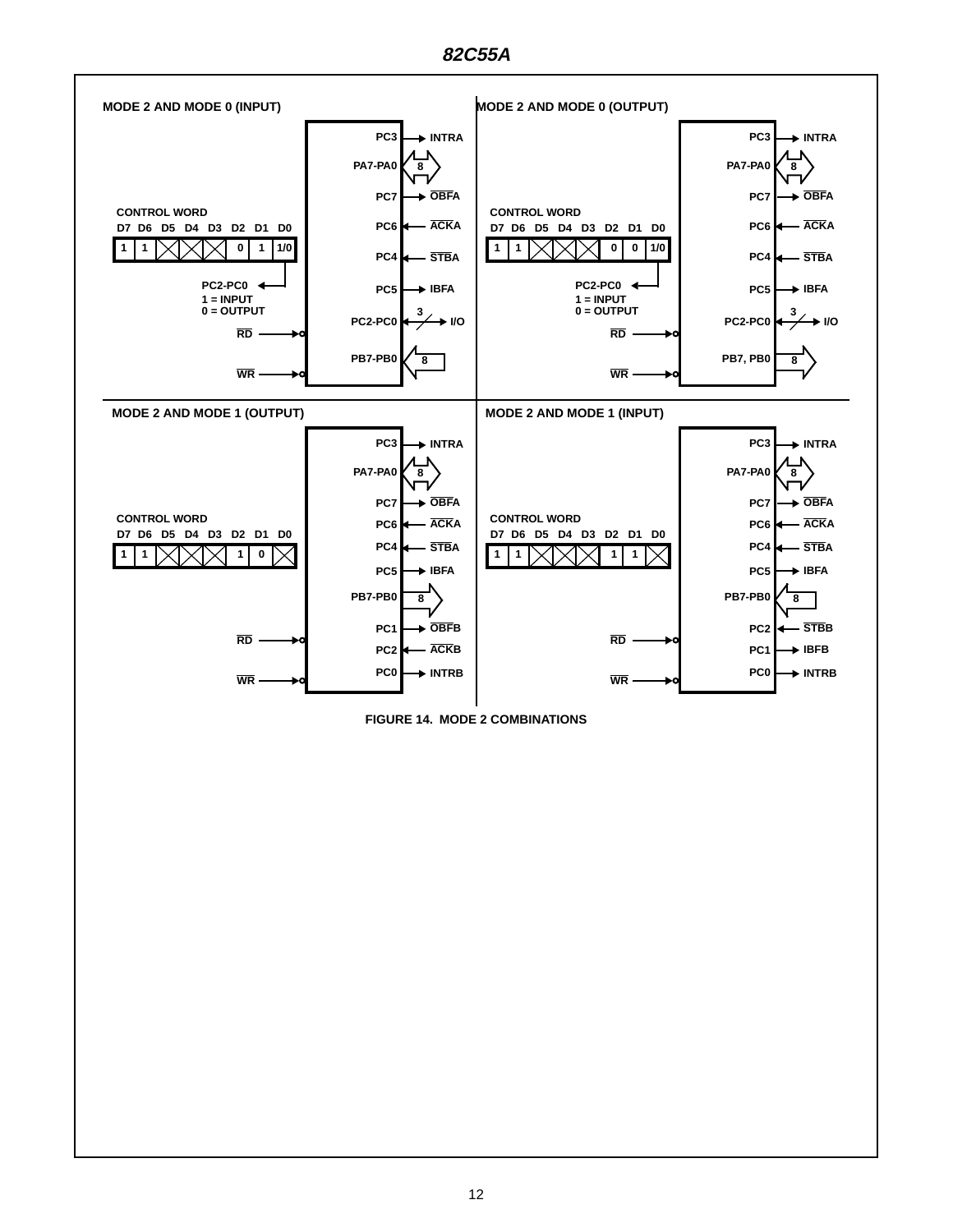#### MODE 2 AND MODE 0 (INPUT)

CONTROL WORD

| D7 | D6 | D5 | D4 | D3 | D2 | D1 | D0 |
|---|---|---|---|---|---|---|---|
| 1 | 1 | X | X | X | 0 | 1 | 1/0 |

PC2-PC0: 1 = INPUT, 0 = OUTPUT

- PC3 → INTRA
- PA7-PA0 ↔ 8
- PC7 → $\overline{OBFA}$
- PC6 ← $\overline{ACKA}$
- PC4 ← $\overline{STBA}$
- PC5 → IBFA
- PC2-PC0 ↔ 3 I/O
- PB7-PB0 ← 8
- $\overline{RD}$ →
- $\overline{WR}$ →

#### MODE 2 AND MODE 0 (OUTPUT)

CONTROL WORD

| D7 | D6 | D5 | D4 | D3 | D2 | D1 | D0 |
|---|---|---|---|---|---|---|---|
| 1 | 1 | X | X | X | 0 | 0 | 1/0 |

PC2-PC0: 1 = INPUT, 0 = OUTPUT

- PC3 → INTRA
- PA7-PA0 ↔ 8
- PC7 → $\overline{OBFA}$
- PC6 ← $\overline{ACKA}$
- PC4 ← $\overline{STBA}$
- PC5 → IBFA
- PC2-PC0 ↔ 3 I/O
- PB7, PB0 → 8
- $\overline{RD}$ →
- $\overline{WR}$ →

#### MODE 2 AND MODE 1 (OUTPUT)

CONTROL WORD

| D7 | D6 | D5 | D4 | D3 | D2 | D1 | D0 |
|---|---|---|---|---|---|---|---|
| 1 | 1 | X | X | X | 1 | 0 | X |

- PC3 → INTRA
- PA7-PA0 ↔ 8
- PC7 → $\overline{OBFA}$
- PC6 ← $\overline{ACKA}$
- PC4 ← $\overline{STBA}$
- PC5 → IBFA
- PB7-PB0 → 8
- PC1 → $\overline{OBFB}$
- PC2 ← $\overline{ACKB}$
- PC0 → INTRB
- $\overline{RD}$ →
- $\overline{WR}$ →

#### MODE 2 AND MODE 1 (INPUT)

CONTROL WORD

| D7 | D6 | D5 | D4 | D3 | D2 | D1 | D0 |
|---|---|---|---|---|---|---|---|
| 1 | 1 | X | X | X | 1 | 1 | X |

- PC3 → INTRA
- PA7-PA0 ↔ 8
- PC7 → $\overline{OBFA}$
- PC6 ← $\overline{ACKA}$
- PC4 ← $\overline{STBA}$
- PC5 → IBFA
- PB7-PB0 ← 8
- PC2 ← $\overline{STBB}$
- PC1 → IBFB
- PC0 → INTRB
- $\overline{RD}$ →
- $\overline{WR}$ →

FIGURE 14. MODE 2 COMBINATIONS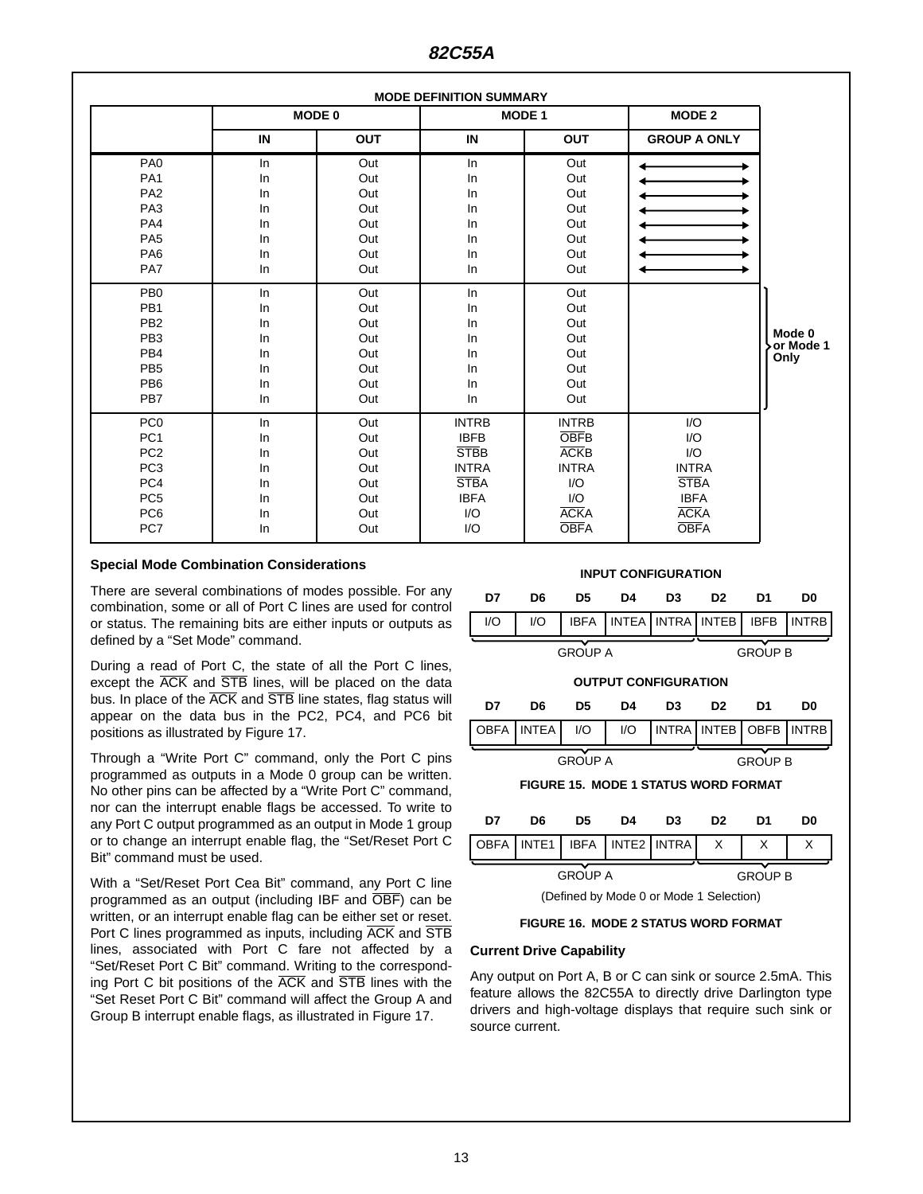**MODE DEFINITION SUMMARY**

| | MODE 0 | | MODE 1 | | MODE 2 | |
|---|---|---|---|---|---|---|
| | IN | OUT | IN | OUT | GROUP A ONLY | |
| PA0 | In | Out | In | Out | ↔ | |
| PA1 | In | Out | In | Out | ↔ | |
| PA2 | In | Out | In | Out | ↔ | |
| PA3 | In | Out | In | Out | ↔ | |
| PA4 | In | Out | In | Out | ↔ | |
| PA5 | In | Out | In | Out | ↔ | |
| PA6 | In | Out | In | Out | ↔ | |
| PA7 | In | Out | In | Out | ↔ | |
| PB0 | In | Out | In | Out | | Mode 0 or Mode 1 Only |
| PB1 | In | Out | In | Out | | |
| PB2 | In | Out | In | Out | | |
| PB3 | In | Out | In | Out | | |
| PB4 | In | Out | In | Out | | |
| PB5 | In | Out | In | Out | | |
| PB6 | In | Out | In | Out | | |
| PB7 | In | Out | In | Out | | |
| PC0 | In | Out | INTRB | INTRB | I/O | |
| PC1 | In | Out | IBFB | $\overline{OBF}$B | I/O | |
| PC2 | In | Out | $\overline{STB}$B | $\overline{ACK}$B | I/O | |
| PC3 | In | Out | INTRA | INTRA | INTRA | |
| PC4 | In | Out | $\overline{STB}$A | I/O | $\overline{STB}$A | |
| PC5 | In | Out | IBFA | I/O | IBFA | |
| PC6 | In | Out | I/O | $\overline{ACK}$A | $\overline{ACK}$A | |
| PC7 | In | Out | I/O | $\overline{OBF}$A | $\overline{OBF}$A | |

### Special Mode Combination Considerations

There are several combinations of modes possible. For any combination, some or all of Port C lines are used for control or status. The remaining bits are either inputs or outputs as defined by a "Set Mode" command.

During a read of Port C, the state of all the Port C lines, except the $\overline{ACK}$ and $\overline{STB}$ lines, will be placed on the data bus. In place of the $\overline{ACK}$ and $\overline{STB}$ line states, flag status will appear on the data bus in the PC2, PC4, and PC6 bit positions as illustrated by Figure 17.

Through a "Write Port C" command, only the Port C pins programmed as outputs in a Mode 0 group can be written. No other pins can be affected by a "Write Port C" command, nor can the interrupt enable flags be accessed. To write to any Port C output programmed as an output in Mode 1 group or to change an interrupt enable flag, the "Set/Reset Port C Bit" command must be used.

With a "Set/Reset Port Cea Bit" command, any Port C line programmed as an output (including IBF and $\overline{OBF}$) can be written, or an interrupt enable flag can be either set or reset. Port C lines programmed as inputs, including $\overline{ACK}$ and $\overline{STB}$ lines, associated with Port C fare not affected by a "Set/Reset Port C Bit" command. Writing to the corresponding Port C bit positions of the $\overline{ACK}$ and $\overline{STB}$ lines with the "Set Reset Port C Bit" command will affect the Group A and Group B interrupt enable flags, as illustrated in Figure 17.

**INPUT CONFIGURATION**

| D7 | D6 | D5 | D4 | D3 | D2 | D1 | D0 |
|---|---|---|---|---|---|---|---|
| I/O | I/O | IBFA | INTEA | INTRA | INTEB | IBFB | INTRB |
| GROUP A | | | | | GROUP B | | |

**OUTPUT CONFIGURATION**

| D7 | D6 | D5 | D4 | D3 | D2 | D1 | D0 |
|---|---|---|---|---|---|---|---|
| OBFA | INTEA | I/O | I/O | INTRA | INTEB | OBFB | INTRB |
| GROUP A | | | | | GROUP B | | |

**FIGURE 15. MODE 1 STATUS WORD FORMAT**

| D7 | D6 | D5 | D4 | D3 | D2 | D1 | D0 |
|---|---|---|---|---|---|---|---|
| OBFA | INTE1 | IBFA | INTE2 | INTRA | X | X | X |
| GROUP A | | | | | GROUP B | | |

(Defined by Mode 0 or Mode 1 Selection)

**FIGURE 16. MODE 2 STATUS WORD FORMAT**

### Current Drive Capability

Any output on Port A, B or C can sink or source 2.5mA. This feature allows the 82C55A to directly drive Darlington type drivers and high-voltage displays that require such sink or source current.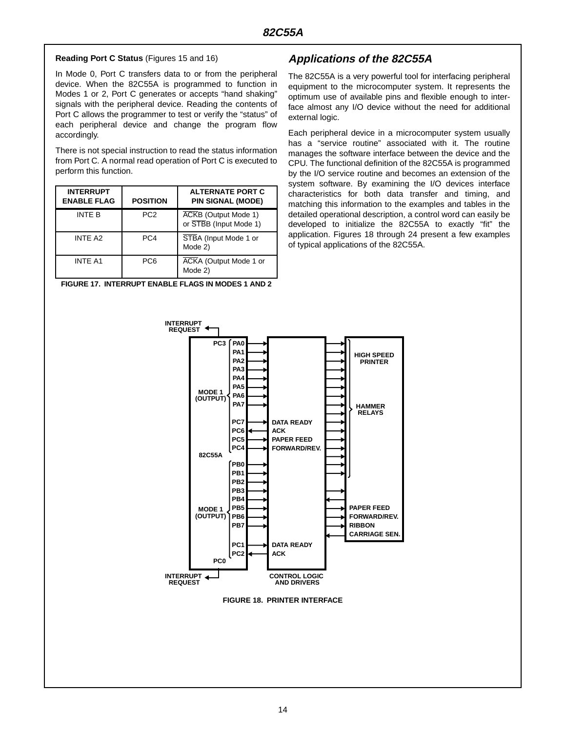**Reading Port C Status** (Figures 15 and 16)

In Mode 0, Port C transfers data to or from the peripheral device. When the 82C55A is programmed to function in Modes 1 or 2, Port C generates or accepts "hand shaking" signals with the peripheral device. Reading the contents of Port C allows the programmer to test or verify the "status" of each peripheral device and change the program flow accordingly.

There is not special instruction to read the status information from Port C. A normal read operation of Port C is executed to perform this function.

| INTERRUPT ENABLE FLAG | POSITION | ALTERNATE PORT C PIN SIGNAL (MODE) |
|---|---|---|
| INTE B | PC2 | $\overline{\text{ACKB}}$ (Output Mode 1) or $\overline{\text{STBB}}$ (Input Mode 1) |
| INTE A2 | PC4 | $\overline{\text{STBA}}$ (Input Mode 1 or Mode 2) |
| INTE A1 | PC6 | $\overline{\text{ACKA}}$ (Output Mode 1 or Mode 2) |

**FIGURE 17. INTERRUPT ENABLE FLAGS IN MODES 1 AND 2**

## *Applications of the 82C55A*

The 82C55A is a very powerful tool for interfacing peripheral equipment to the microcomputer system. It represents the optimum use of available pins and flexible enough to interface almost any I/O device without the need for additional external logic.

Each peripheral device in a microcomputer system usually has a "service routine" associated with it. The routine manages the software interface between the device and the CPU. The functional definition of the 82C55A is programmed by the I/O service routine and becomes an extension of the system software. By examining the I/O devices interface characteristics for both data transfer and timing, and matching this information to the examples and tables in the detailed operational description, a control word can easily be developed to initialize the 82C55A to exactly "fit" the application. Figures 18 through 24 present a few examples of typical applications of the 82C55A.

**FIGURE 18. PRINTER INTERFACE**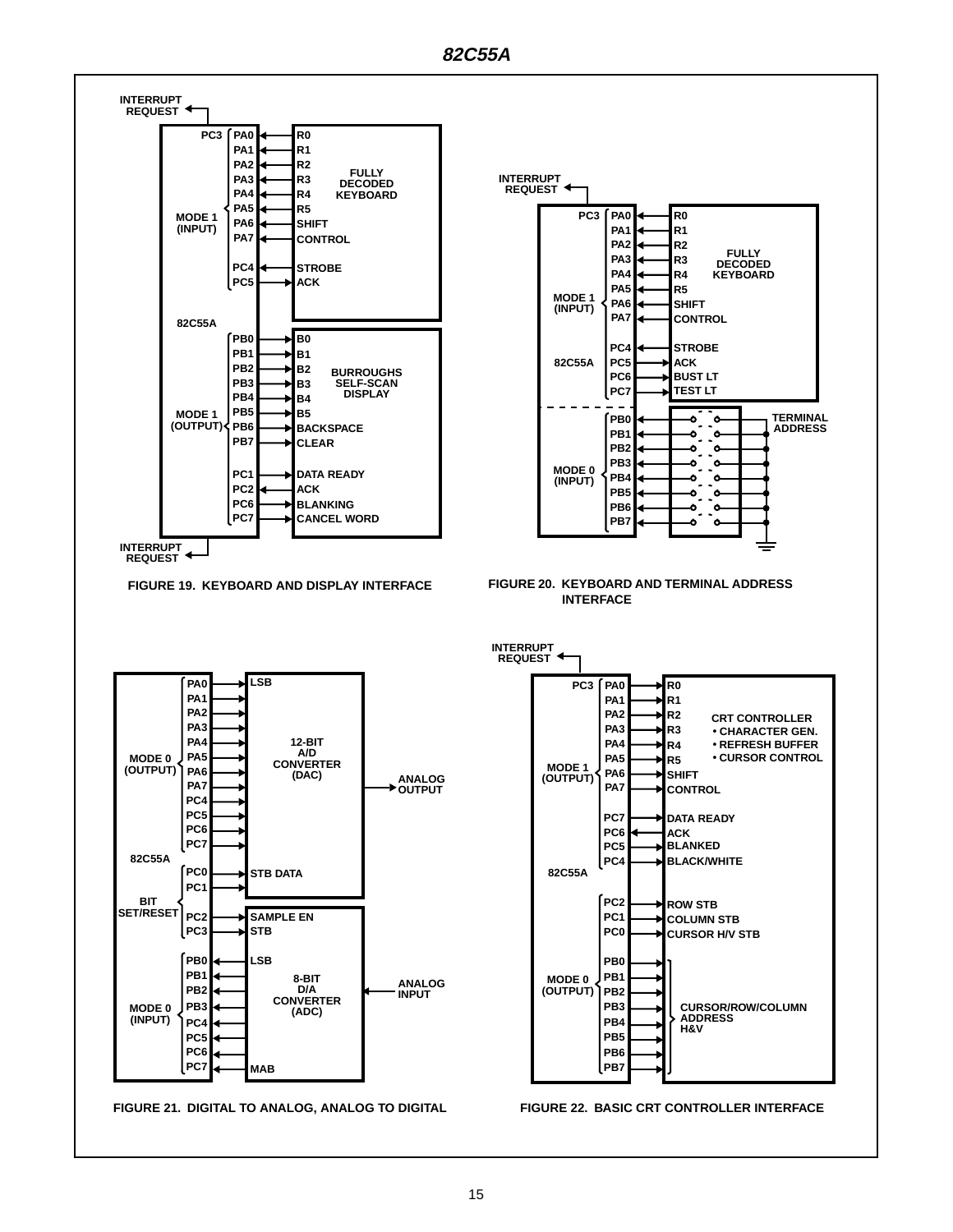FIGURE 19. KEYBOARD AND DISPLAY INTERFACE

FIGURE 20. KEYBOARD AND TERMINAL ADDRESS INTERFACE

FIGURE 21. DIGITAL TO ANALOG, ANALOG TO DIGITAL

FIGURE 22. BASIC CRT CONTROLLER INTERFACE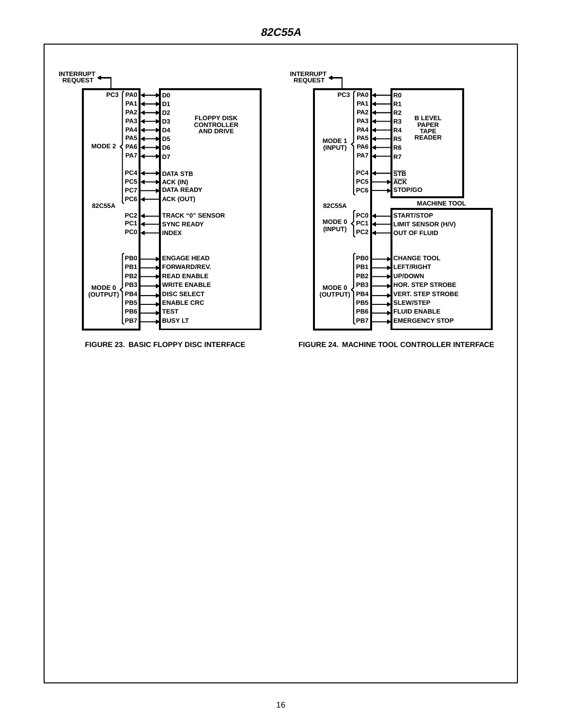| Signal | Direction | Floppy Disk Controller and Drive |
|---|---|---|
| PC3 | → | INTERRUPT REQUEST |
| **MODE 2** | | |
| PA0 | ↔ | D0 |
| PA1 | ↔ | D1 |
| PA2 | ↔ | D2 |
| PA3 | ↔ | D3 |
| PA4 | ↔ | D4 |
| PA5 | ↔ | D5 |
| PA6 | ↔ | D6 |
| PA7 | ↔ | D7 |
| PC4 | ↔ | DATA STB |
| PC5 | ↔ | ACK (IN) |
| PC7 | → | DATA READY |
| PC6 | ← | ACK (OUT) |
| PC2 | ← | TRACK “0” SENSOR |
| PC1 | ← | SYNC READY |
| PC0 | ← | INDEX |
| **MODE 0 (OUTPUT)** | | |
| PB0 | → | ENGAGE HEAD |
| PB1 | → | FORWARD/REV. |
| PB2 | → | READ ENABLE |
| PB3 | → | WRITE ENABLE |
| PB4 | → | DISC SELECT |
| PB5 | → | ENABLE CRC |
| PB6 | → | TEST |
| PB7 | → | BUSY LT |

FIGURE 23. BASIC FLOPPY DISC INTERFACE

| Signal | Direction | B Level Paper Tape Reader / Machine Tool |
|---|---|---|
| PC3 | → | INTERRUPT REQUEST |
| **MODE 1 (INPUT)** | | |
| PA0 | ← | R0 |
| PA1 | ← | R1 |
| PA2 | ← | R2 |
| PA3 | ← | R3 |
| PA4 | ← | R4 |
| PA5 | ← | R5 |
| PA6 | ← | R6 |
| PA7 | ← | R7 |
| PC4 | ← | $\overline{STB}$ |
| PC5 | → | $\overline{ACK}$ |
| PC6 | → | STOP/GO |
| **MODE 0 (INPUT)** | | **MACHINE TOOL** |
| PC0 | ← | START/STOP |
| PC1 | ← | LIMIT SENSOR (H/V) |
| PC2 | ← | OUT OF FLUID |
| **MODE 0 (OUTPUT)** | | |
| PB0 | → | CHANGE TOOL |
| PB1 | → | LEFT/RIGHT |
| PB2 | → | UP/DOWN |
| PB3 | → | HOR. STEP STROBE |
| PB4 | → | VERT. STEP STROBE |
| PB5 | → | SLEW/STEP |
| PB6 | → | FLUID ENABLE |
| PB7 | → | EMERGENCY STOP |

FIGURE 24. MACHINE TOOL CONTROLLER INTERFACE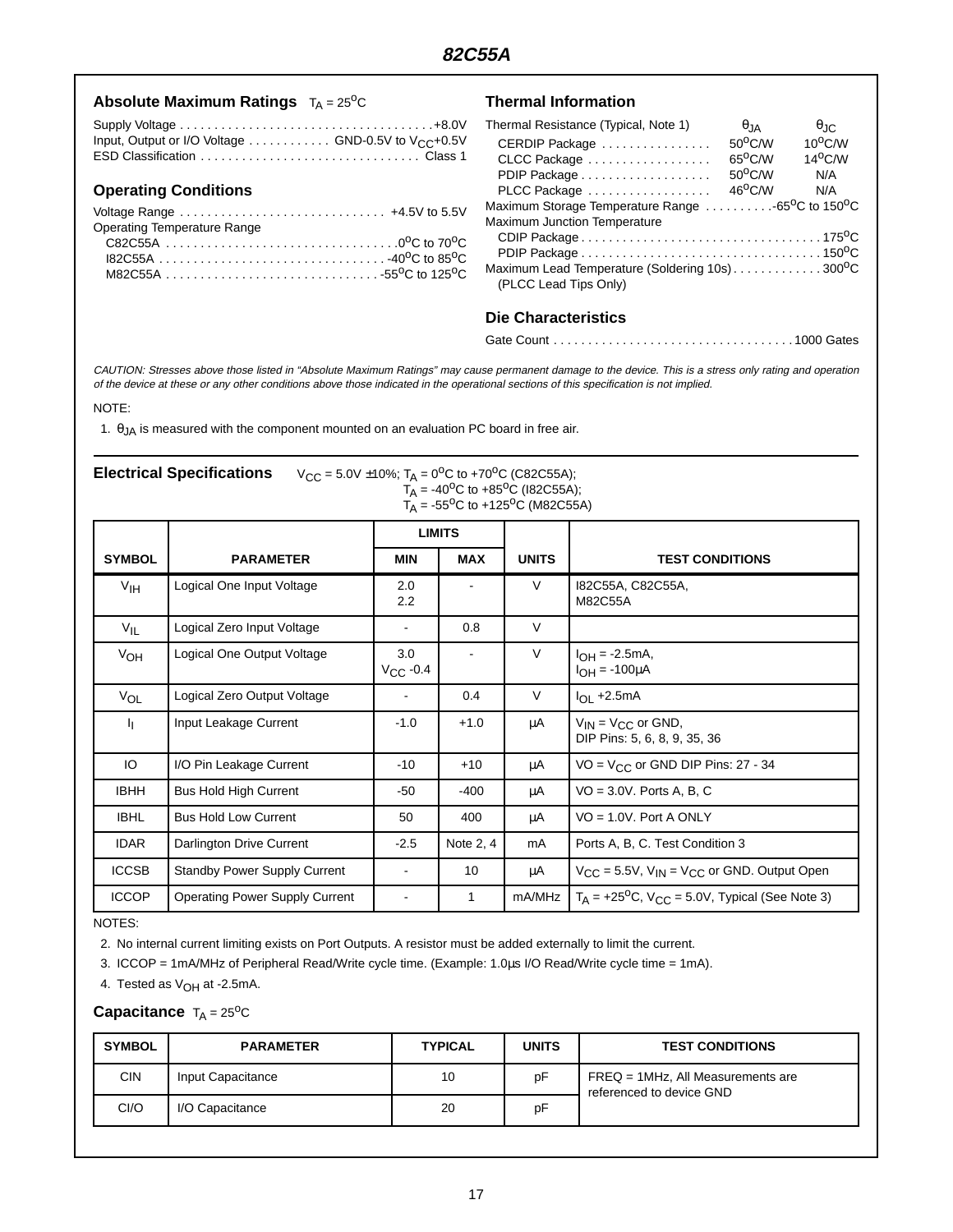## Absolute Maximum Ratings $T_A = 25^oC$

Supply Voltage . . . . . . . . . . . . . . . . . . . . . . . . . . . . . . . . . . . . +8.0V
Input, Output or I/O Voltage . . . . . . . . . . . . GND-0.5V to $V_{CC}$+0.5V
ESD Classification . . . . . . . . . . . . . . . . . . . . . . . . . . . . . . . Class 1

## Operating Conditions

Voltage Range . . . . . . . . . . . . . . . . . . . . . . . . . . . . . +4.5V to 5.5V
Operating Temperature Range
- C82C55A . . . . . . . . . . . . . . . . . . . . . . . . . . . . . . . . $0^oC$ to $70^oC$
- I82C55A . . . . . . . . . . . . . . . . . . . . . . . . . . . . . . . . $-40^oC$ to $85^oC$
- M82C55A . . . . . . . . . . . . . . . . . . . . . . . . . . . . . . $-55^oC$ to $125^oC$

## Thermal Information

| Thermal Resistance (Typical, Note 1) | $\theta_{JA}$ | $\theta_{JC}$ |
|---|---|---|
| CERDIP Package | $50^oC/W$ | $10^oC/W$ |
| CLCC Package | $65^oC/W$ | $14^oC/W$ |
| PDIP Package | $50^oC/W$ | N/A |
| PLCC Package | $46^oC/W$ | N/A |

Maximum Storage Temperature Range . . . . . . . . . . $-65^oC$ to $150^oC$
Maximum Junction Temperature
- CDIP Package . . . . . . . . . . . . . . . . . . . . . . . . . . . . . . . . . . $175^oC$
- PDIP Package . . . . . . . . . . . . . . . . . . . . . . . . . . . . . . . . . . $150^oC$

Maximum Lead Temperature (Soldering 10s) . . . . . . . . . . . . . $300^oC$
(PLCC Lead Tips Only)

## Die Characteristics

Gate Count . . . . . . . . . . . . . . . . . . . . . . . . . . . . . . . . . . 1000 Gates

*CAUTION: Stresses above those listed in "Absolute Maximum Ratings" may cause permanent damage to the device. This is a stress only rating and operation of the device at these or any other conditions above those indicated in the operational sections of this specification is not implied.*

NOTE:

1. $\theta_{JA}$ is measured with the component mounted on an evaluation PC board in free air.

## Electrical Specifications

$V_{CC} = 5.0V \pm 10\%$; $T_A = 0^oC$ to $+70^oC$ (C82C55A);
$T_A = -40^oC$ to $+85^oC$ (I82C55A);
$T_A = -55^oC$ to $+125^oC$ (M82C55A)

| SYMBOL | PARAMETER | LIMITS MIN | LIMITS MAX | UNITS | TEST CONDITIONS |
|---|---|---|---|---|---|
| $V_{IH}$ | Logical One Input Voltage | 2.0<br>2.2 | - | V | I82C55A, C82C55A,<br>M82C55A |
| $V_{IL}$ | Logical Zero Input Voltage | - | 0.8 | V | |
| $V_{OH}$ | Logical One Output Voltage | 3.0<br>$V_{CC}$ -0.4 | - | V | $I_{OH}$ = -2.5mA,<br>$I_{OH}$ = -100μA |
| $V_{OL}$ | Logical Zero Output Voltage | - | 0.4 | V | $I_{OL}$ +2.5mA |
| $I_I$ | Input Leakage Current | -1.0 | +1.0 | μA | $V_{IN}$ = $V_{CC}$ or GND,<br>DIP Pins: 5, 6, 8, 9, 35, 36 |
| IO | I/O Pin Leakage Current | -10 | +10 | μA | VO = $V_{CC}$ or GND DIP Pins: 27 - 34 |
| IBHH | Bus Hold High Current | -50 | -400 | μA | VO = 3.0V. Ports A, B, C |
| IBHL | Bus Hold Low Current | 50 | 400 | μA | VO = 1.0V. Port A ONLY |
| IDAR | Darlington Drive Current | -2.5 | Note 2, 4 | mA | Ports A, B, C. Test Condition 3 |
| ICCSB | Standby Power Supply Current | - | 10 | μA | $V_{CC}$ = 5.5V, $V_{IN}$ = $V_{CC}$ or GND. Output Open |
| ICCOP | Operating Power Supply Current | - | 1 | mA/MHz | $T_A = +25^oC$, $V_{CC}$ = 5.0V, Typical (See Note 3) |

NOTES:

2. No internal current limiting exists on Port Outputs. A resistor must be added externally to limit the current.
3. ICCOP = 1mA/MHz of Peripheral Read/Write cycle time. (Example: 1.0μs I/O Read/Write cycle time = 1mA).
4. Tested as $V_{OH}$ at -2.5mA.

## Capacitance $T_A = 25^oC$

| SYMBOL | PARAMETER | TYPICAL | UNITS | TEST CONDITIONS |
|---|---|---|---|---|
| CIN | Input Capacitance | 10 | pF | FREQ = 1MHz, All Measurements are referenced to device GND |
| CI/O | I/O Capacitance | 20 | pF | |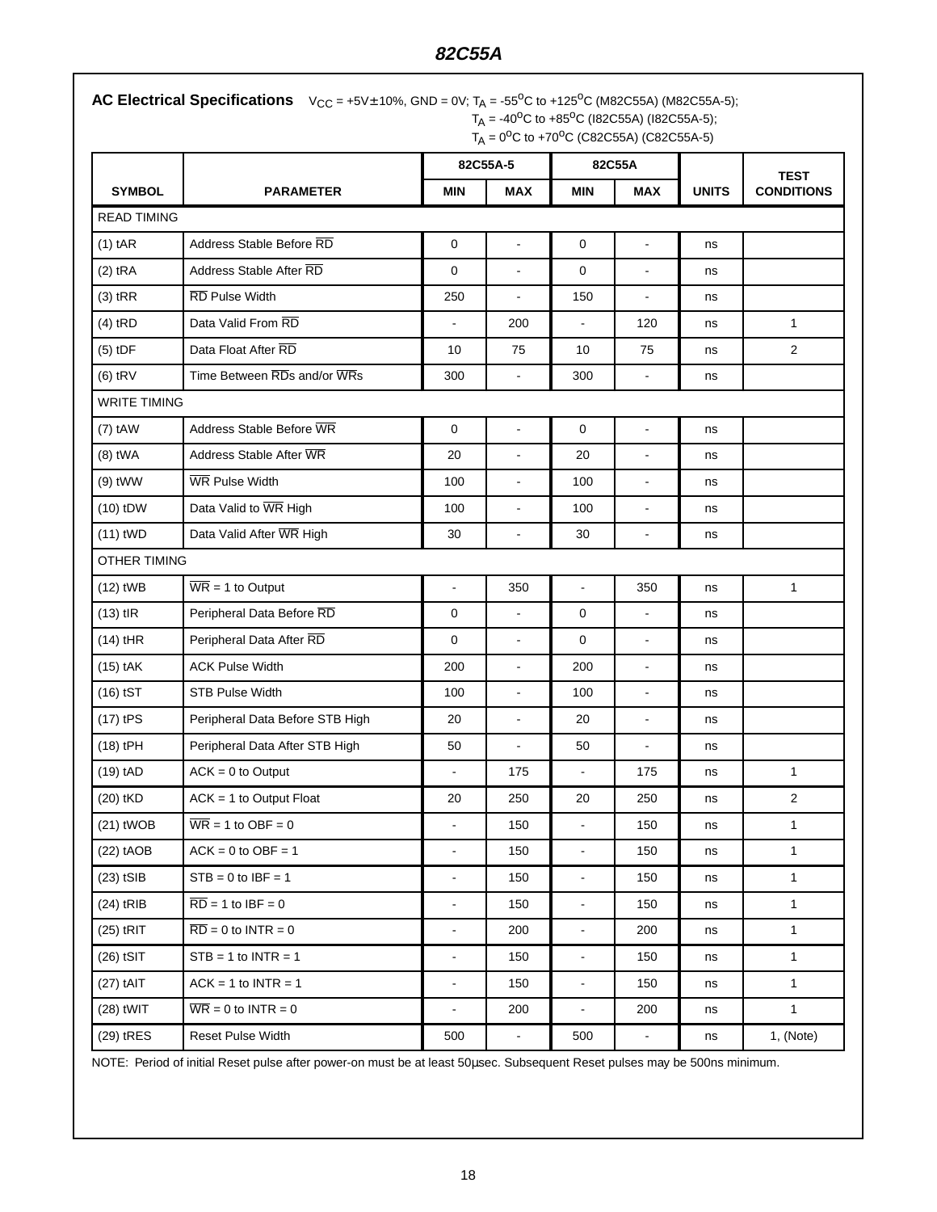## AC Electrical Specifications

$V_{CC}$ = +5V±10%, GND = 0V; $T_A$ = -55°C to +125°C (M82C55A) (M82C55A-5);
$T_A$ = -40°C to +85°C (I82C55A) (I82C55A-5);
$T_A$ = 0°C to +70°C (C82C55A) (C82C55A-5)

| SYMBOL | PARAMETER | 82C55A-5 | | 82C55A | | UNITS | TEST CONDITIONS |
|---|---|---|---|---|---|---|---|
| | | MIN | MAX | MIN | MAX | | |
| READ TIMING | | | | | | | |
| (1) tAR | Address Stable Before $\overline{RD}$ | 0 | - | 0 | - | ns | |
| (2) tRA | Address Stable After $\overline{RD}$ | 0 | - | 0 | - | ns | |
| (3) tRR | $\overline{RD}$ Pulse Width | 250 | - | 150 | - | ns | |
| (4) tRD | Data Valid From $\overline{RD}$ | - | 200 | - | 120 | ns | 1 |
| (5) tDF | Data Float After $\overline{RD}$ | 10 | 75 | 10 | 75 | ns | 2 |
| (6) tRV | Time Between $\overline{RD}$s and/or $\overline{WR}$s | 300 | - | 300 | - | ns | |
| WRITE TIMING | | | | | | | |
| (7) tAW | Address Stable Before $\overline{WR}$ | 0 | - | 0 | - | ns | |
| (8) tWA | Address Stable After $\overline{WR}$ | 20 | - | 20 | - | ns | |
| (9) tWW | $\overline{WR}$ Pulse Width | 100 | - | 100 | - | ns | |
| (10) tDW | Data Valid to $\overline{WR}$ High | 100 | - | 100 | - | ns | |
| (11) tWD | Data Valid After $\overline{WR}$ High | 30 | - | 30 | - | ns | |
| OTHER TIMING | | | | | | | |
| (12) tWB | $\overline{WR}$ = 1 to Output | - | 350 | - | 350 | ns | 1 |
| (13) tIR | Peripheral Data Before $\overline{RD}$ | 0 | - | 0 | - | ns | |
| (14) tHR | Peripheral Data After $\overline{RD}$ | 0 | - | 0 | - | ns | |
| (15) tAK | ACK Pulse Width | 200 | - | 200 | - | ns | |
| (16) tST | STB Pulse Width | 100 | - | 100 | - | ns | |
| (17) tPS | Peripheral Data Before STB High | 20 | - | 20 | - | ns | |
| (18) tPH | Peripheral Data After STB High | 50 | - | 50 | - | ns | |
| (19) tAD | ACK = 0 to Output | - | 175 | - | 175 | ns | 1 |
| (20) tKD | ACK = 1 to Output Float | 20 | 250 | 20 | 250 | ns | 2 |
| (21) tWOB | $\overline{WR}$ = 1 to OBF = 0 | - | 150 | - | 150 | ns | 1 |
| (22) tAOB | ACK = 0 to OBF = 1 | - | 150 | - | 150 | ns | 1 |
| (23) tSIB | STB = 0 to IBF = 1 | - | 150 | - | 150 | ns | 1 |
| (24) tRIB | $\overline{RD}$ = 1 to IBF = 0 | - | 150 | - | 150 | ns | 1 |
| (25) tRIT | $\overline{RD}$ = 0 to INTR = 0 | - | 200 | - | 200 | ns | 1 |
| (26) tSIT | STB = 1 to INTR = 1 | - | 150 | - | 150 | ns | 1 |
| (27) tAIT | ACK = 1 to INTR = 1 | - | 150 | - | 150 | ns | 1 |
| (28) tWIT | $\overline{WR}$ = 0 to INTR = 0 | - | 200 | - | 200 | ns | 1 |
| (29) tRES | Reset Pulse Width | 500 | - | 500 | - | ns | 1, (Note) |

NOTE: Period of initial Reset pulse after power-on must be at least 50μsec. Subsequent Reset pulses may be 500ns minimum.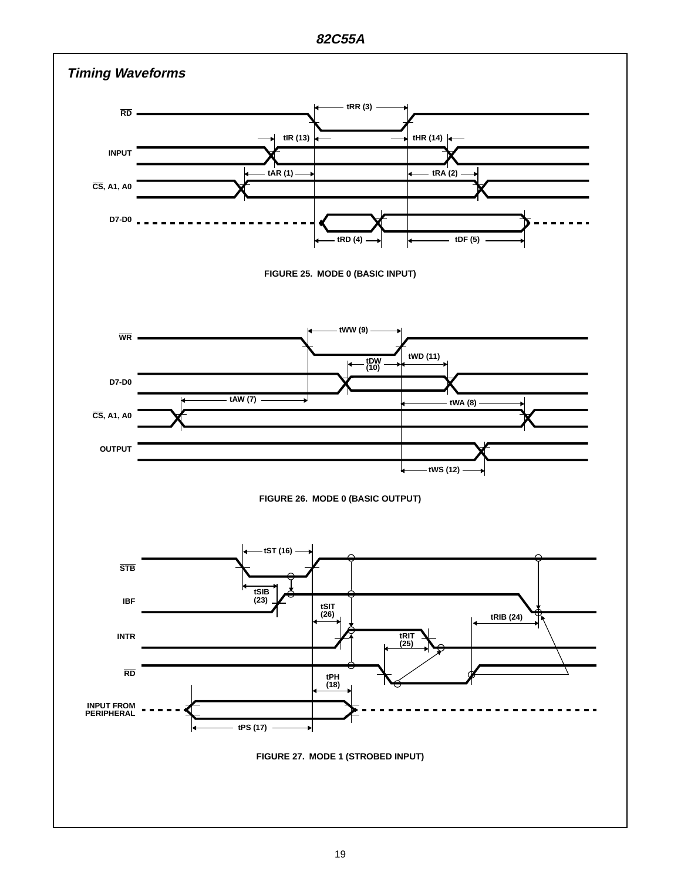## Timing Waveforms

FIGURE 25. MODE 0 (BASIC INPUT)

FIGURE 26. MODE 0 (BASIC OUTPUT)

FIGURE 27. MODE 1 (STROBED INPUT)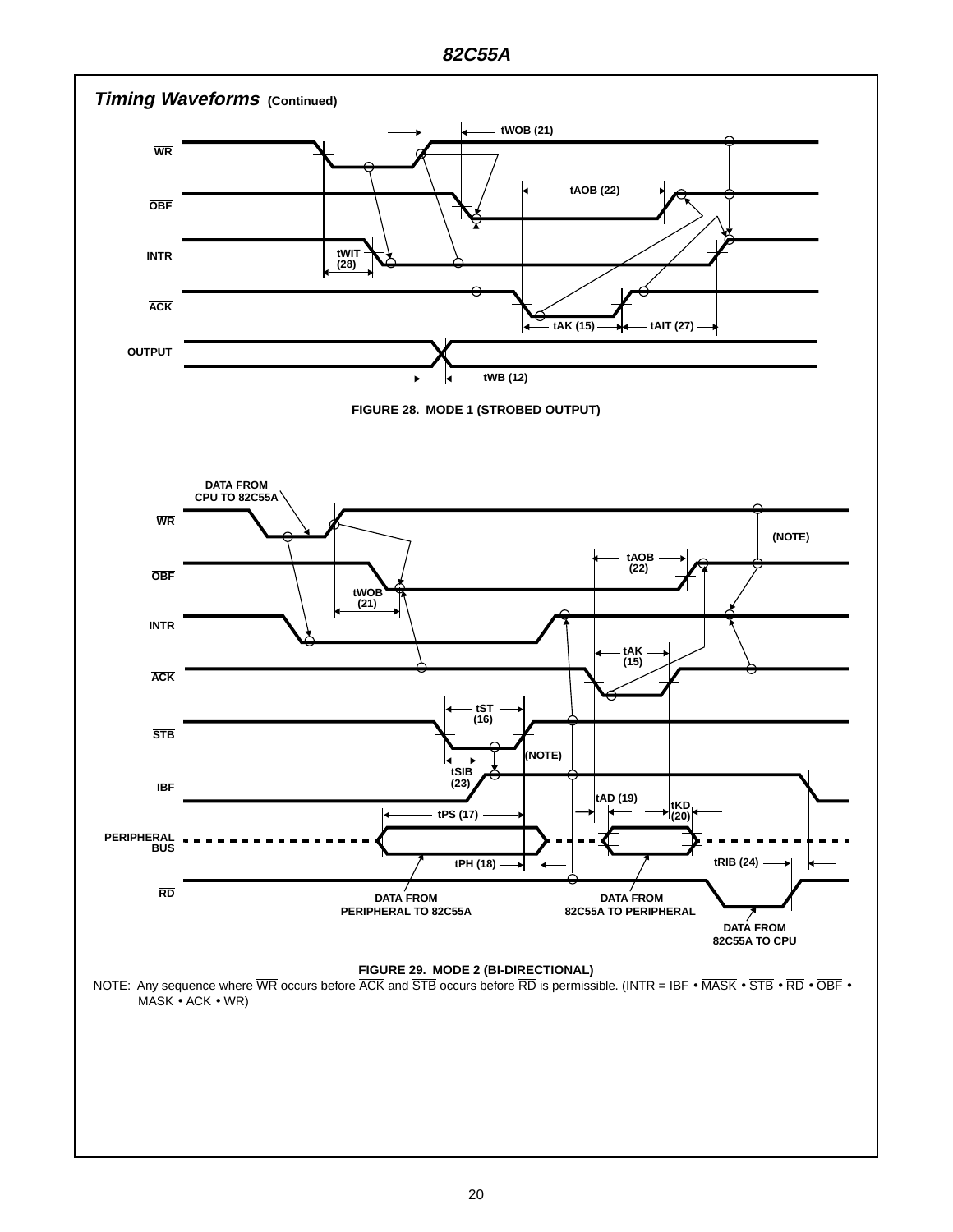## Timing Waveforms (Continued)

WR
OBF
INTR
ACK
OUTPUT

tWOB (21)
tAOB (22)
tWIT (28)
tAK (15)
tAIT (27)
tWB (12)

FIGURE 28. MODE 1 (STROBED OUTPUT)

DATA FROM CPU TO 82C55A

WR
OBF
INTR
ACK
STB
IBF
PERIPHERAL BUS
RD

(NOTE)
tAOB (22)
tWOB (21)
tAK (15)
tST (16)
(NOTE)
tSIB (23)
tAD (19)
tKD (20)
tPS (17)
tPH (18)
tRIB (24)

DATA FROM PERIPHERAL TO 82C55A
DATA FROM 82C55A TO PERIPHERAL
DATA FROM 82C55A TO CPU

FIGURE 29. MODE 2 (BI-DIRECTIONAL)

NOTE: Any sequence where $\overline{WR}$ occurs before $\overline{ACK}$ and $\overline{STB}$ occurs before $\overline{RD}$ is permissible. (INTR = IBF • $\overline{MASK}$ • $\overline{STB}$ • $\overline{RD}$ • $\overline{OBF}$ • $\overline{MASK}$ • $\overline{ACK}$ • $\overline{WR}$)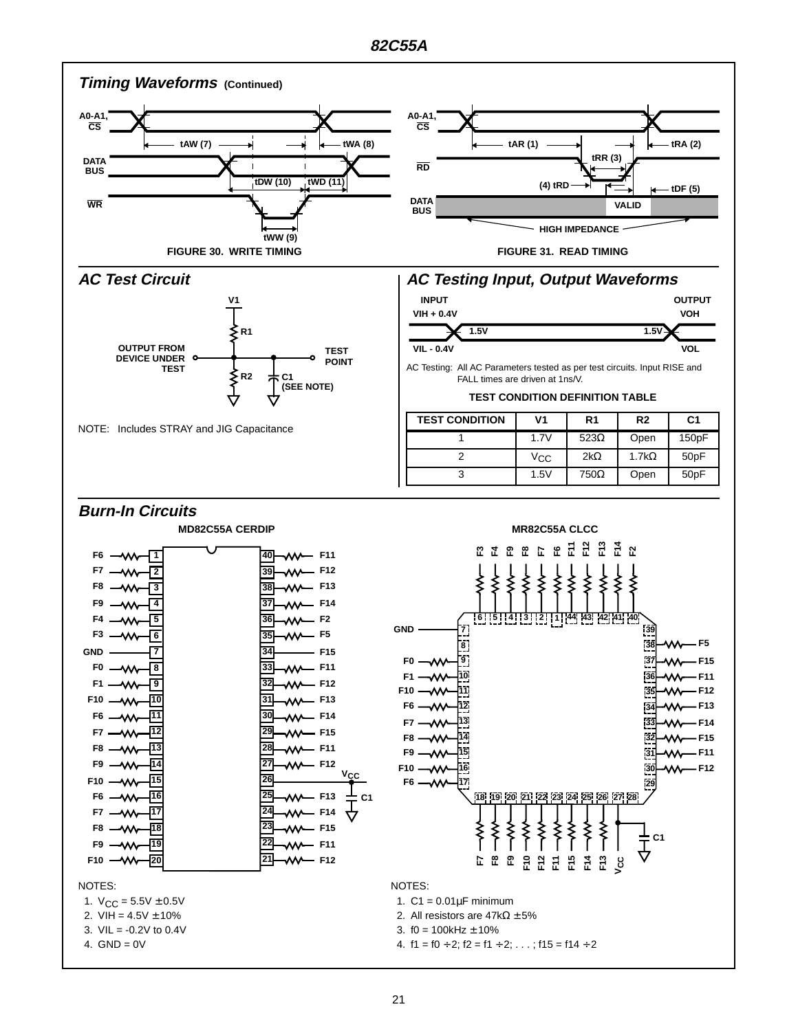## Timing Waveforms (Continued)

FIGURE 30. WRITE TIMING

FIGURE 31. READ TIMING

## AC Test Circuit

NOTE: Includes STRAY and JIG Capacitance

## AC Testing Input, Output Waveforms

AC Testing: All AC Parameters tested as per test circuits. Input RISE and FALL times are driven at 1ns/V.

**TEST CONDITION DEFINITION TABLE**

| TEST CONDITION | V1 | R1 | R2 | C1 |
|---|---|---|---|---|
| 1 | 1.7V | 523Ω | Open | 150pF |
| 2 | $V_{CC}$ | 2kΩ | 1.7kΩ | 50pF |
| 3 | 1.5V | 750Ω | Open | 50pF |

## Burn-In Circuits

MD82C55A CERDIP

NOTES:

1. $V_{CC}$ = 5.5V ±0.5V
2. VIH = 4.5V ±10%
3. VIL = -0.2V to 0.4V
4. GND = 0V

MR82C55A CLCC

NOTES:

1. C1 = 0.01μF minimum
2. All resistors are 47kΩ ±5%
3. f0 = 100kHz ±10%
4. f1 = f0 ÷ 2; f2 = f1 ÷ 2; . . . ; f15 = f14 ÷ 2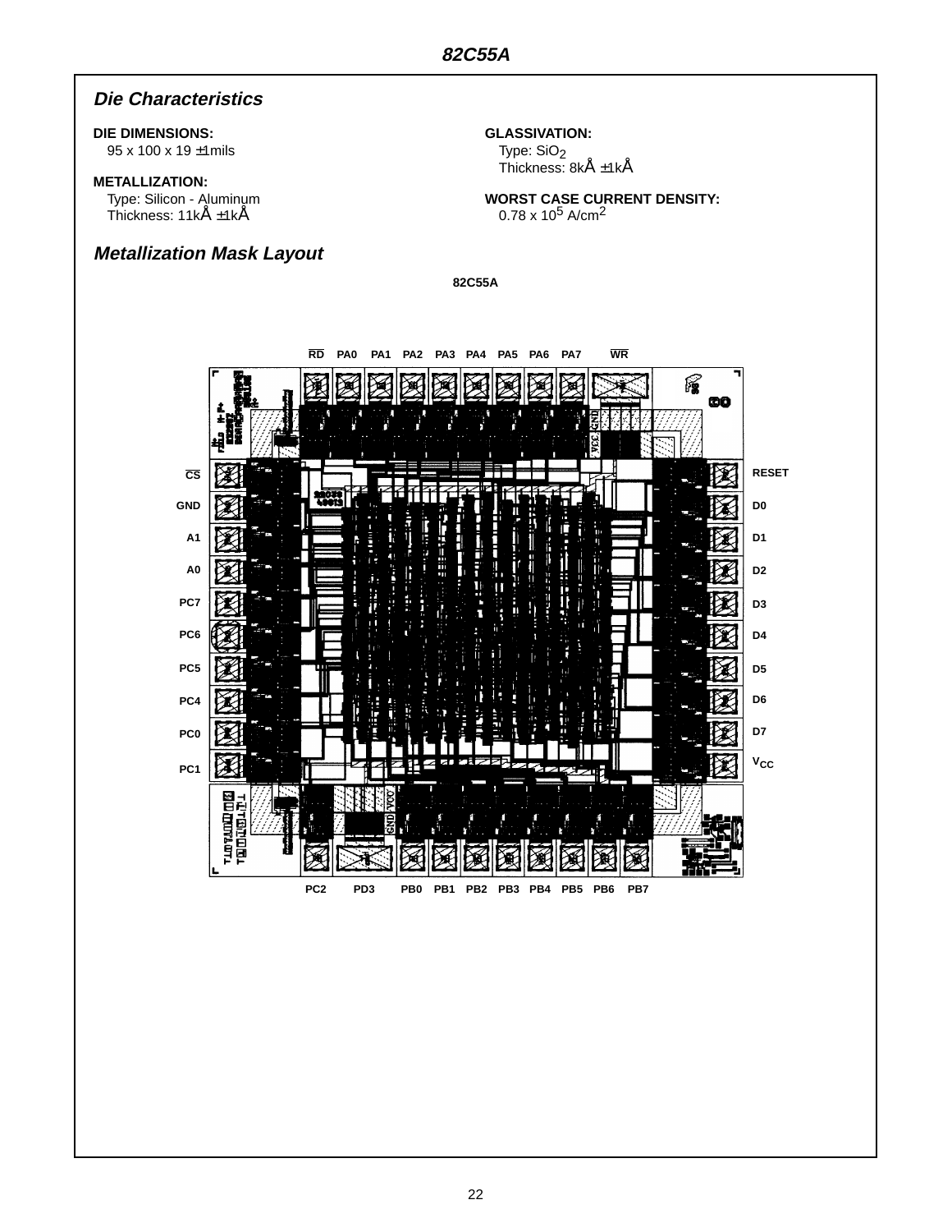## Die Characteristics

**DIE DIMENSIONS:**
95 x 100 x 19 ±1mils

**METALLIZATION:**
Type: Silicon - Aluminum
Thickness: 11kÅ ±1kÅ

**GLASSIVATION:**
Type: $SiO_2$
Thickness: 8kÅ ±1kÅ

**WORST CASE CURRENT DENSITY:**
$0.78 \times 10^5$ A/cm$^2$

## Metallization Mask Layout

**82C55A**

RD PA0 PA1 PA2 PA3 PA4 PA5 PA6 PA7 WR

CS GND A1 A0 PC7 PC6 PC5 PC4 PC0 PC1

RESET D0 D1 D2 D3 D4 D5 D6 D7 $V_{CC}$

PC2 PD3 PB0 PB1 PB2 PB3 PB4 PB5 PB6 PB7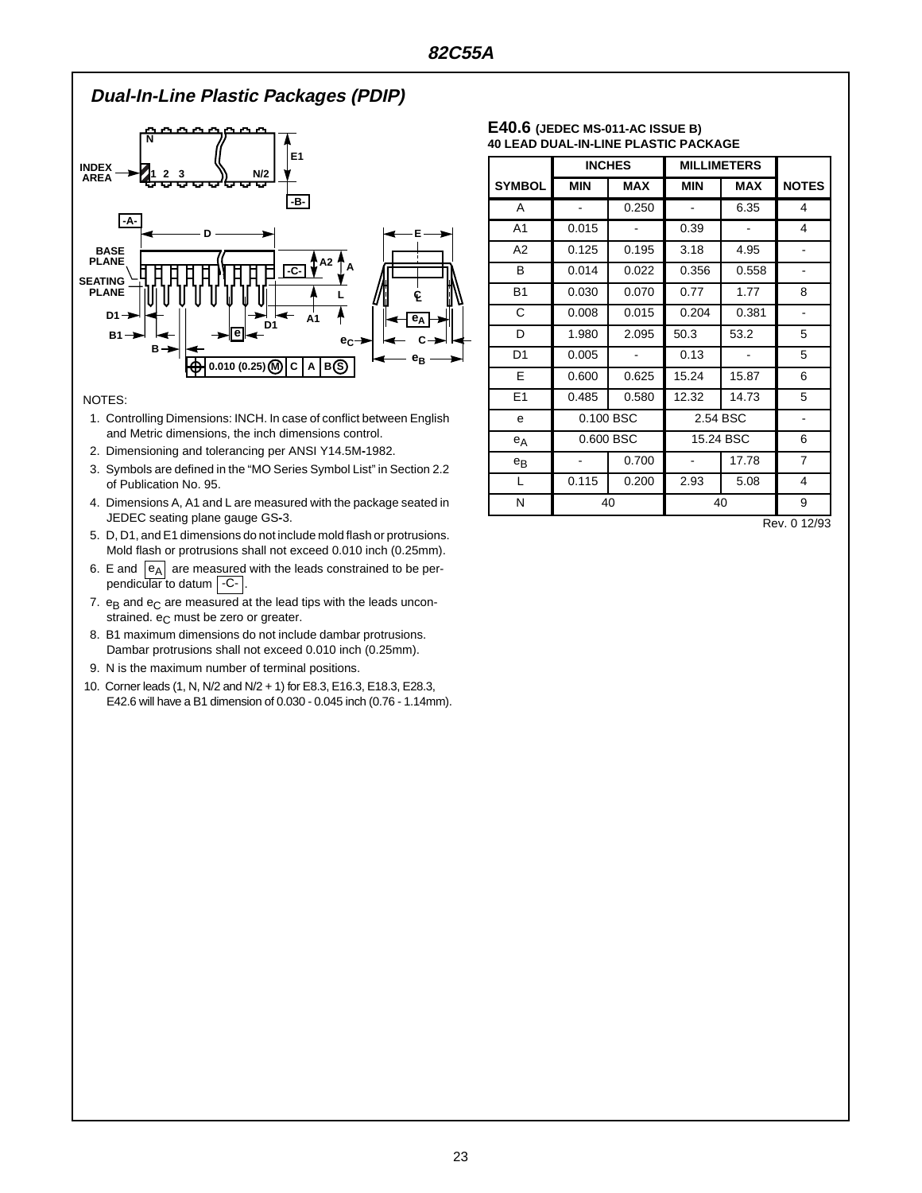## Dual-In-Line Plastic Packages (PDIP)

NOTES:

1. Controlling Dimensions: INCH. In case of conflict between English and Metric dimensions, the inch dimensions control.
2. Dimensioning and tolerancing per ANSI Y14.5M-1982.
3. Symbols are defined in the "MO Series Symbol List" in Section 2.2 of Publication No. 95.
4. Dimensions A, A1 and L are measured with the package seated in JEDEC seating plane gauge GS-3.
5. D, D1, and E1 dimensions do not include mold flash or protrusions. Mold flash or protrusions shall not exceed 0.010 inch (0.25mm).
6. E and $e_A$ are measured with the leads constrained to be perpendicular to datum -C- .
7. $e_B$ and $e_C$ are measured at the lead tips with the leads unconstrained. $e_C$ must be zero or greater.
8. B1 maximum dimensions do not include dambar protrusions. Dambar protrusions shall not exceed 0.010 inch (0.25mm).
9. N is the maximum number of terminal positions.
10. Corner leads (1, N, N/2 and N/2 + 1) for E8.3, E16.3, E18.3, E28.3, E42.6 will have a B1 dimension of 0.030 - 0.045 inch (0.76 - 1.14mm).

**E40.6** (JEDEC MS-011-AC ISSUE B)
**40 LEAD DUAL-IN-LINE PLASTIC PACKAGE**

| SYMBOL | INCHES | | MILLIMETERS | | NOTES |
|---|---|---|---|---|---|
| | MIN | MAX | MIN | MAX | |
| A | - | 0.250 | - | 6.35 | 4 |
| A1 | 0.015 | - | 0.39 | - | 4 |
| A2 | 0.125 | 0.195 | 3.18 | 4.95 | - |
| B | 0.014 | 0.022 | 0.356 | 0.558 | - |
| B1 | 0.030 | 0.070 | 0.77 | 1.77 | 8 |
| C | 0.008 | 0.015 | 0.204 | 0.381 | - |
| D | 1.980 | 2.095 | 50.3 | 53.2 | 5 |
| D1 | 0.005 | - | 0.13 | - | 5 |
| E | 0.600 | 0.625 | 15.24 | 15.87 | 6 |
| E1 | 0.485 | 0.580 | 12.32 | 14.73 | 5 |
| e | 0.100 BSC | | 2.54 BSC | | - |
| $e_A$ | 0.600 BSC | | 15.24 BSC | | 6 |
| $e_B$ | - | 0.700 | - | 17.78 | 7 |
| L | 0.115 | 0.200 | 2.93 | 5.08 | 4 |
| N | 40 | | 40 | | 9 |

Rev. 0 12/93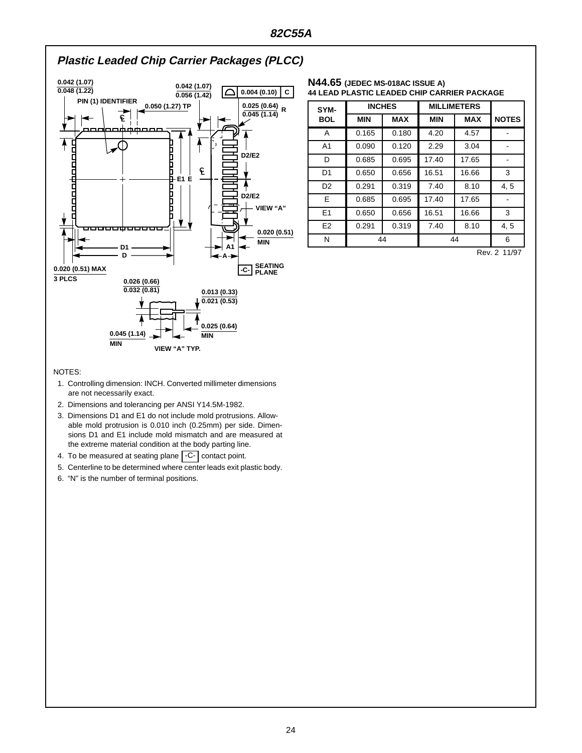## Plastic Leaded Chip Carrier Packages (PLCC)

**N44.65** (JEDEC MS-018AC ISSUE A)
**44 LEAD PLASTIC LEADED CHIP CARRIER PACKAGE**

| SYMBOL | INCHES MIN | INCHES MAX | MILLIMETERS MIN | MILLIMETERS MAX | NOTES |
|---|---|---|---|---|---|
| A | 0.165 | 0.180 | 4.20 | 4.57 | - |
| A1 | 0.090 | 0.120 | 2.29 | 3.04 | - |
| D | 0.685 | 0.695 | 17.40 | 17.65 | - |
| D1 | 0.650 | 0.656 | 16.51 | 16.66 | 3 |
| D2 | 0.291 | 0.319 | 7.40 | 8.10 | 4, 5 |
| E | 0.685 | 0.695 | 17.40 | 17.65 | - |
| E1 | 0.650 | 0.656 | 16.51 | 16.66 | 3 |
| E2 | 0.291 | 0.319 | 7.40 | 8.10 | 4, 5 |
| N | 44 | | 44 | | 6 |

Rev. 2 11/97

NOTES:

1. Controlling dimension: INCH. Converted millimeter dimensions are not necessarily exact.
2. Dimensions and tolerancing per ANSI Y14.5M-1982.
3. Dimensions D1 and E1 do not include mold protrusions. Allowable mold protrusion is 0.010 inch (0.25mm) per side. Dimensions D1 and E1 include mold mismatch and are measured at the extreme material condition at the body parting line.
4. To be measured at seating plane -C- contact point.
5. Centerline to be determined where center leads exit plastic body.
6. "N" is the number of terminal positions.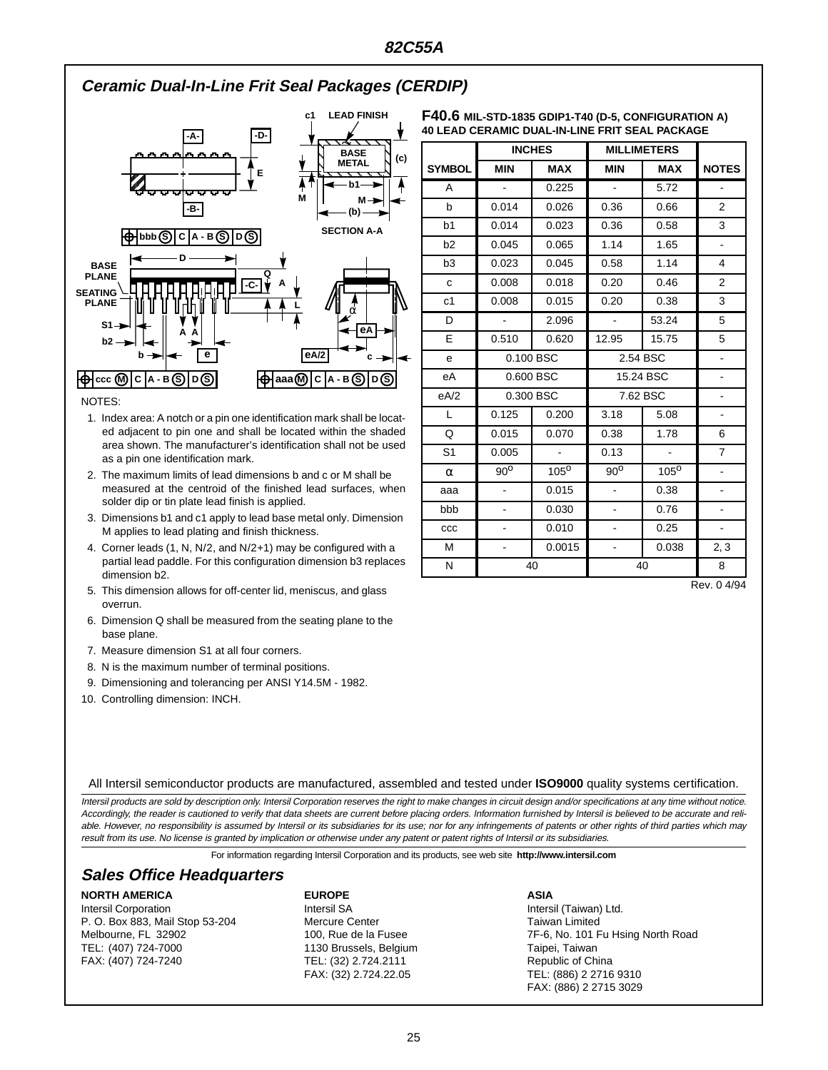## Ceramic Dual-In-Line Frit Seal Packages (CERDIP)

**F40.6** MIL-STD-1835 GDIP1-T40 (D-5, CONFIGURATION A)
**40 LEAD CERAMIC DUAL-IN-LINE FRIT SEAL PACKAGE**

| SYMBOL | INCHES | | MILLIMETERS | | NOTES |
|---|---|---|---|---|---|
| | MIN | MAX | MIN | MAX | |
| A | - | 0.225 | - | 5.72 | - |
| b | 0.014 | 0.026 | 0.36 | 0.66 | 2 |
| b1 | 0.014 | 0.023 | 0.36 | 0.58 | 3 |
| b2 | 0.045 | 0.065 | 1.14 | 1.65 | - |
| b3 | 0.023 | 0.045 | 0.58 | 1.14 | 4 |
| c | 0.008 | 0.018 | 0.20 | 0.46 | 2 |
| c1 | 0.008 | 0.015 | 0.20 | 0.38 | 3 |
| D | - | 2.096 | - | 53.24 | 5 |
| E | 0.510 | 0.620 | 12.95 | 15.75 | 5 |
| e | 0.100 BSC | | 2.54 BSC | | - |
| eA | 0.600 BSC | | 15.24 BSC | | - |
| eA/2 | 0.300 BSC | | 7.62 BSC | | - |
| L | 0.125 | 0.200 | 3.18 | 5.08 | - |
| Q | 0.015 | 0.070 | 0.38 | 1.78 | 6 |
| S1 | 0.005 | - | 0.13 | - | 7 |
| α | 90° | 105° | 90° | 105° | - |
| aaa | - | 0.015 | - | 0.38 | - |
| bbb | - | 0.030 | - | 0.76 | - |
| ccc | - | 0.010 | - | 0.25 | - |
| M | - | 0.0015 | - | 0.038 | 2, 3 |
| N | 40 | | 40 | | 8 |

Rev. 0 4/94

NOTES:

1. Index area: A notch or a pin one identification mark shall be located adjacent to pin one and shall be located within the shaded area shown. The manufacturer's identification shall not be used as a pin one identification mark.
2. The maximum limits of lead dimensions b and c or M shall be measured at the centroid of the finished lead surfaces, when solder dip or tin plate lead finish is applied.
3. Dimensions b1 and c1 apply to lead base metal only. Dimension M applies to lead plating and finish thickness.
4. Corner leads (1, N, N/2, and N/2+1) may be configured with a partial lead paddle. For this configuration dimension b3 replaces dimension b2.
5. This dimension allows for off-center lid, meniscus, and glass overrun.
6. Dimension Q shall be measured from the seating plane to the base plane.
7. Measure dimension S1 at all four corners.
8. N is the maximum number of terminal positions.
9. Dimensioning and tolerancing per ANSI Y14.5M - 1982.
10. Controlling dimension: INCH.

All Intersil semiconductor products are manufactured, assembled and tested under **ISO9000** quality systems certification.

*Intersil products are sold by description only. Intersil Corporation reserves the right to make changes in circuit design and/or specifications at any time without notice. Accordingly, the reader is cautioned to verify that data sheets are current before placing orders. Information furnished by Intersil is believed to be accurate and reliable. However, no responsibility is assumed by Intersil or its subsidiaries for its use; nor for any infringements of patents or other rights of third parties which may result from its use. No license is granted by implication or otherwise under any patent or patent rights of Intersil or its subsidiaries.*

For information regarding Intersil Corporation and its products, see web site **http://www.intersil.com**

## Sales Office Headquarters

**NORTH AMERICA**
Intersil Corporation
P. O. Box 883, Mail Stop 53-204
Melbourne, FL 32902
TEL: (407) 724-7000
FAX: (407) 724-7240

**EUROPE**
Intersil SA
Mercure Center
100, Rue de la Fusee
1130 Brussels, Belgium
TEL: (32) 2.724.2111
FAX: (32) 2.724.22.05

**ASIA**
Intersil (Taiwan) Ltd.
Taiwan Limited
7F-6, No. 101 Fu Hsing North Road
Taipei, Taiwan
Republic of China
TEL: (886) 2 2716 9310
FAX: (886) 2 2715 3029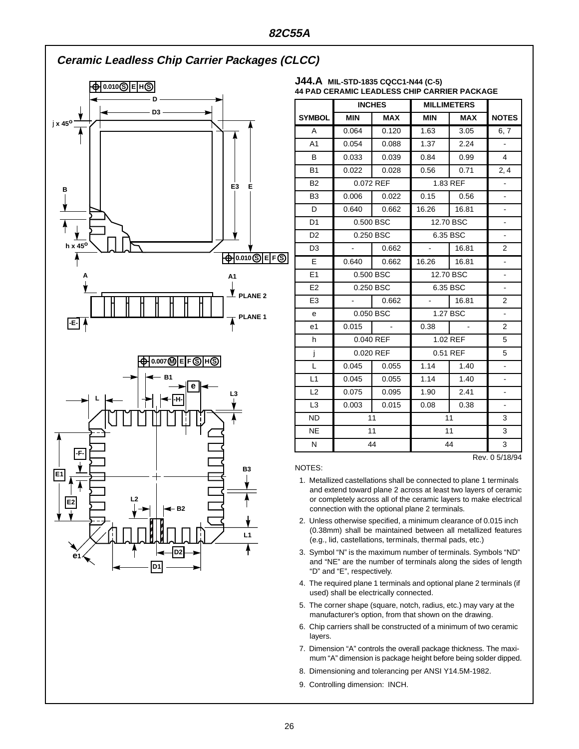## Ceramic Leadless Chip Carrier Packages (CLCC)

D
D3
j x 45°
B
E3 E
h x 45°
0.010 S E H S
0.010 S E F S
A
A1
PLANE 2
PLANE 1
-E-
0.007 M E F S H S
B1
e
L
-H-
L3
-F-
B3
E1
E2
L2
B2
L1
e1
D2
D1

### J44.A MIL-STD-1835 CQCC1-N44 (C-5)

**44 PAD CERAMIC LEADLESS CHIP CARRIER PACKAGE**

| SYMBOL | INCHES | | MILLIMETERS | | NOTES |
|---|---|---|---|---|---|
| | MIN | MAX | MIN | MAX | |
| A | 0.064 | 0.120 | 1.63 | 3.05 | 6, 7 |
| A1 | 0.054 | 0.088 | 1.37 | 2.24 | - |
| B | 0.033 | 0.039 | 0.84 | 0.99 | 4 |
| B1 | 0.022 | 0.028 | 0.56 | 0.71 | 2, 4 |
| B2 | 0.072 REF | | 1.83 REF | | - |
| B3 | 0.006 | 0.022 | 0.15 | 0.56 | - |
| D | 0.640 | 0.662 | 16.26 | 16.81 | - |
| D1 | 0.500 BSC | | 12.70 BSC | | - |
| D2 | 0.250 BSC | | 6.35 BSC | | - |
| D3 | - | 0.662 | - | 16.81 | 2 |
| E | 0.640 | 0.662 | 16.26 | 16.81 | - |
| E1 | 0.500 BSC | | 12.70 BSC | | - |
| E2 | 0.250 BSC | | 6.35 BSC | | - |
| E3 | - | 0.662 | - | 16.81 | 2 |
| e | 0.050 BSC | | 1.27 BSC | | - |
| e1 | 0.015 | - | 0.38 | - | 2 |
| h | 0.040 REF | | 1.02 REF | | 5 |
| j | 0.020 REF | | 0.51 REF | | 5 |
| L | 0.045 | 0.055 | 1.14 | 1.40 | - |
| L1 | 0.045 | 0.055 | 1.14 | 1.40 | - |
| L2 | 0.075 | 0.095 | 1.90 | 2.41 | - |
| L3 | 0.003 | 0.015 | 0.08 | 0.38 | - |
| ND | 11 | | 11 | | 3 |
| NE | 11 | | 11 | | 3 |
| N | 44 | | 44 | | 3 |

Rev. 0 5/18/94

NOTES:

1. Metallized castellations shall be connected to plane 1 terminals and extend toward plane 2 across at least two layers of ceramic or completely across all of the ceramic layers to make electrical connection with the optional plane 2 terminals.
2. Unless otherwise specified, a minimum clearance of 0.015 inch (0.38mm) shall be maintained between all metallized features (e.g., lid, castellations, terminals, thermal pads, etc.)
3. Symbol "N" is the maximum number of terminals. Symbols "ND" and "NE" are the number of terminals along the sides of length "D" and "E", respectively.
4. The required plane 1 terminals and optional plane 2 terminals (if used) shall be electrically connected.
5. The corner shape (square, notch, radius, etc.) may vary at the manufacturer's option, from that shown on the drawing.
6. Chip carriers shall be constructed of a minimum of two ceramic layers.
7. Dimension "A" controls the overall package thickness. The maximum "A" dimension is package height before being solder dipped.
8. Dimensioning and tolerancing per ANSI Y14.5M-1982.
9. Controlling dimension: INCH.